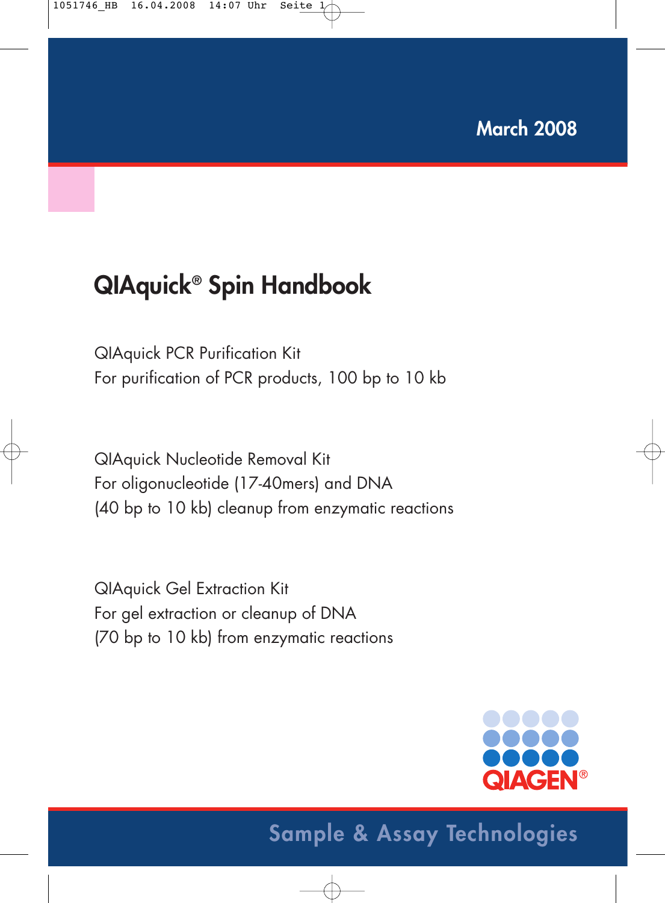March 2008

# QIAquick® Spin Handbook

QIAquick PCR Purification Kit
For purification of PCR products, 100 bp to 10 kb

QIAquick Nucleotide Removal Kit
For oligonucleotide (17-40mers) and DNA
(40 bp to 10 kb) cleanup from enzymatic reactions

QIAquick Gel Extraction Kit
For gel extraction or cleanup of DNA
(70 bp to 10 kb) from enzymatic reactions

QIAGEN®

Sample & Assay Technologies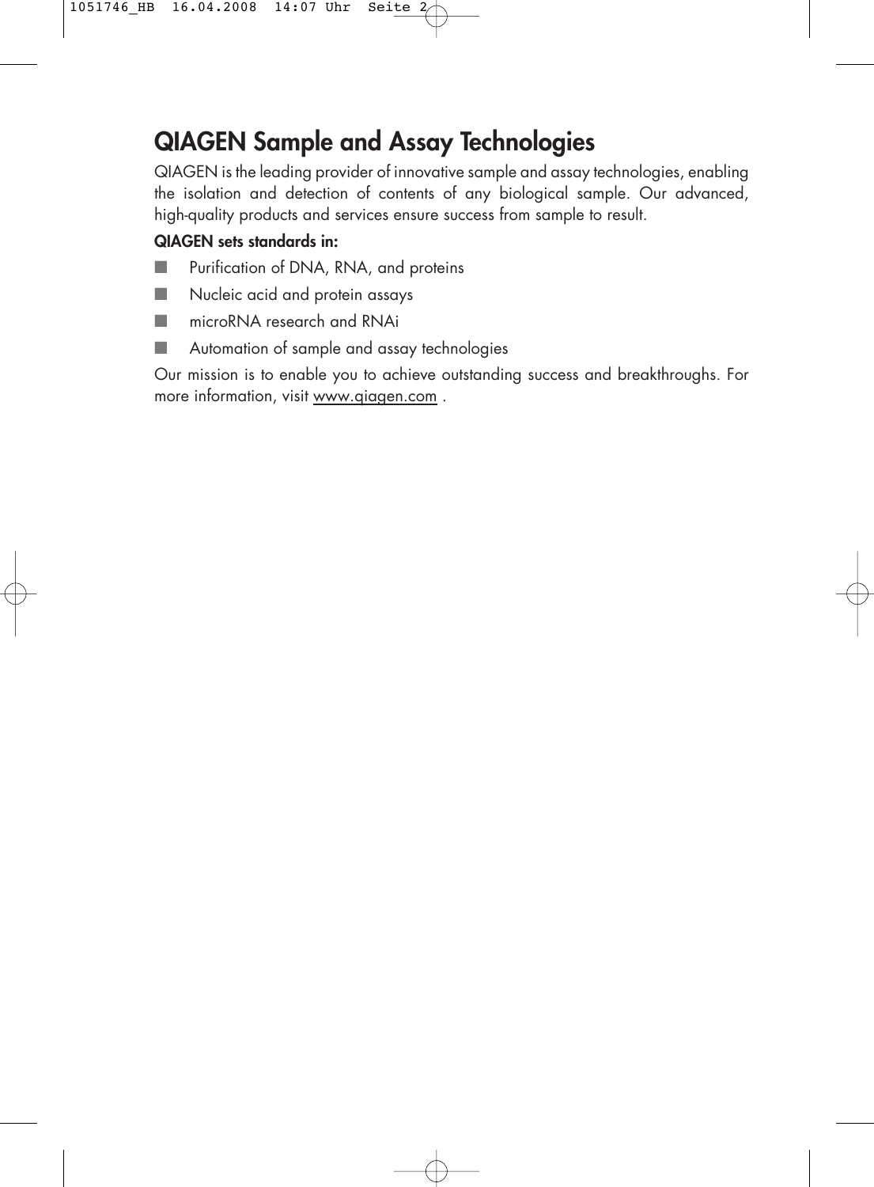# QIAGEN Sample and Assay Technologies

QIAGEN is the leading provider of innovative sample and assay technologies, enabling the isolation and detection of contents of any biological sample. Our advanced, high-quality products and services ensure success from sample to result.

**QIAGEN sets standards in:**

- Purification of DNA, RNA, and proteins
- Nucleic acid and protein assays
- microRNA research and RNAi
- Automation of sample and assay technologies

Our mission is to enable you to achieve outstanding success and breakthroughs. For more information, visit www.qiagen.com .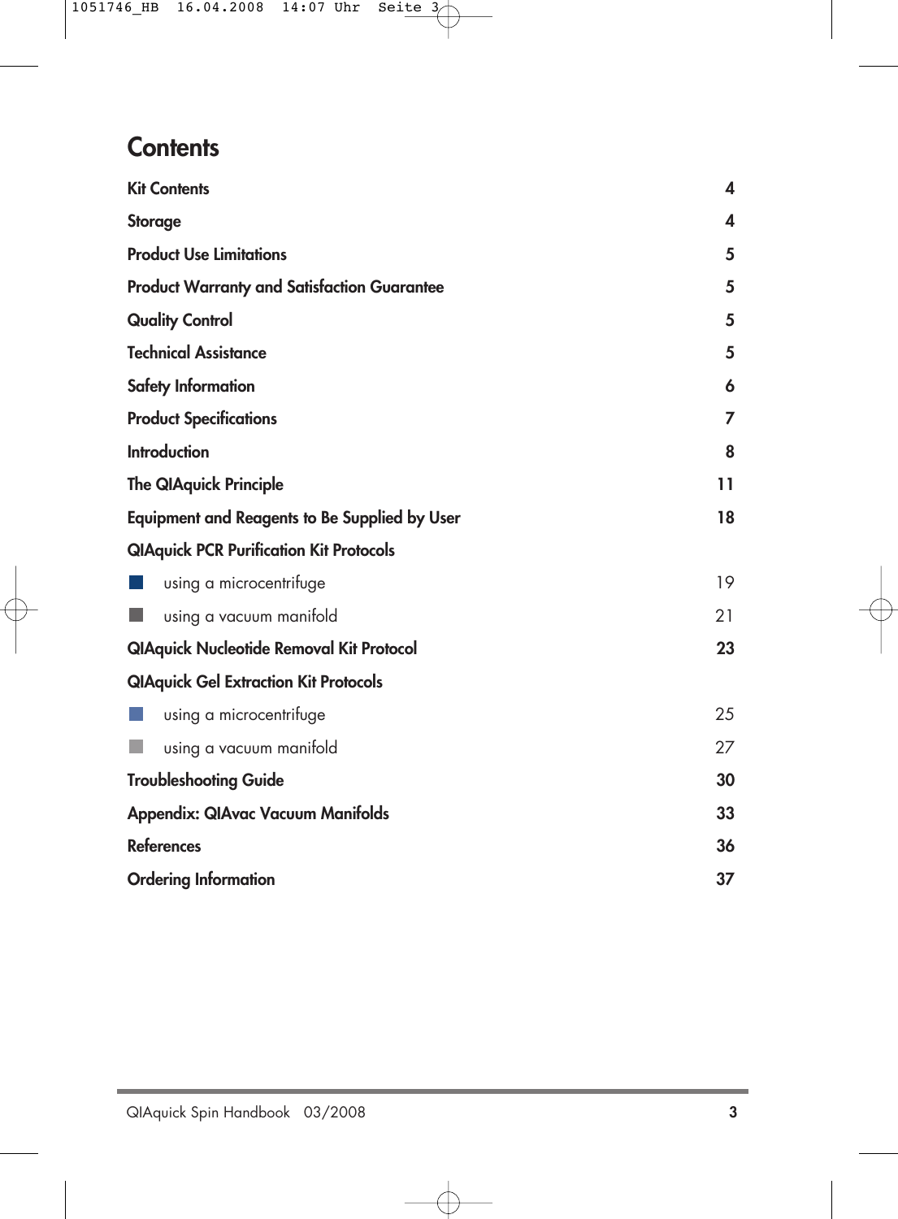# Contents

| | |
|---|---|
| **Kit Contents** | **4** |
| **Storage** | **4** |
| **Product Use Limitations** | **5** |
| **Product Warranty and Satisfaction Guarantee** | **5** |
| **Quality Control** | **5** |
| **Technical Assistance** | **5** |
| **Safety Information** | **6** |
| **Product Specifications** | **7** |
| **Introduction** | **8** |
| **The QIAquick Principle** | **11** |
| **Equipment and Reagents to Be Supplied by User** | **18** |
| **QIAquick PCR Purification Kit Protocols** | |
| ■ using a microcentrifuge | 19 |
| ■ using a vacuum manifold | 21 |
| **QIAquick Nucleotide Removal Kit Protocol** | **23** |
| **QIAquick Gel Extraction Kit Protocols** | |
| ■ using a microcentrifuge | 25 |
| ■ using a vacuum manifold | 27 |
| **Troubleshooting Guide** | **30** |
| **Appendix: QIAvac Vacuum Manifolds** | **33** |
| **References** | **36** |
| **Ordering Information** | **37** |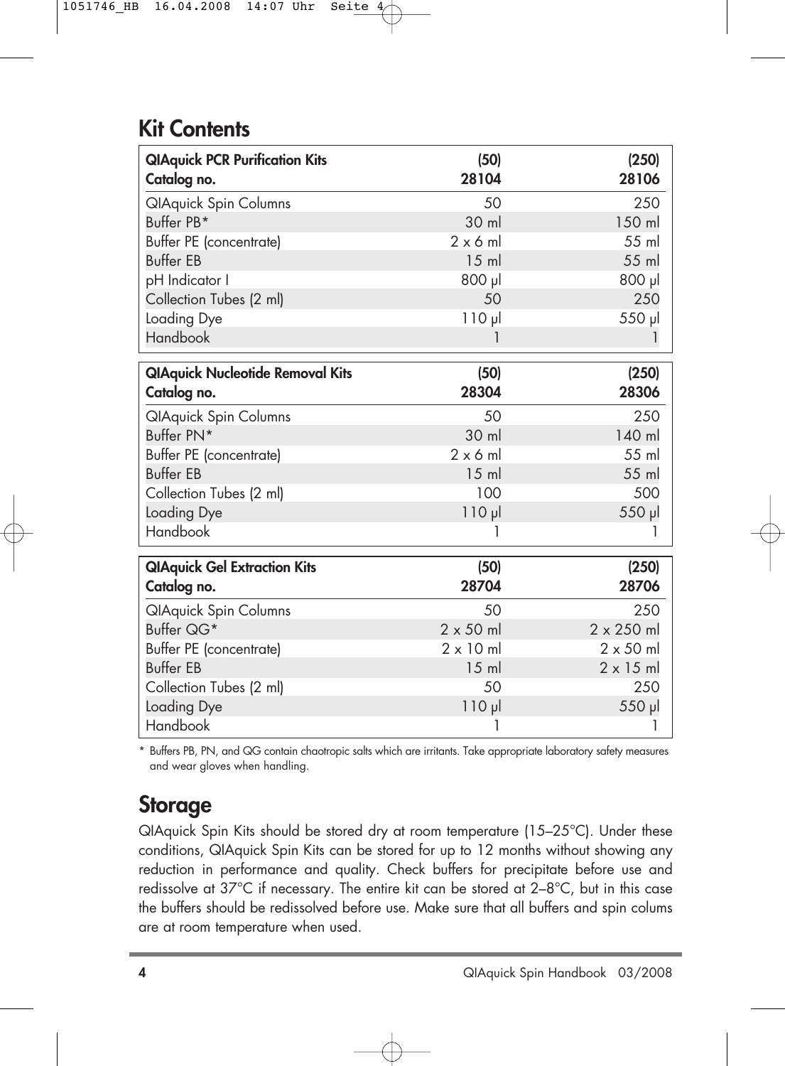## Kit Contents

| QIAquick PCR Purification Kits<br>Catalog no. | (50)<br>28104 | (250)<br>28106 |
|---|---|---|
| QIAquick Spin Columns | 50 | 250 |
| Buffer PB* | 30 ml | 150 ml |
| Buffer PE (concentrate) | 2 x 6 ml | 55 ml |
| Buffer EB | 15 ml | 55 ml |
| pH Indicator I | 800 µl | 800 µl |
| Collection Tubes (2 ml) | 50 | 250 |
| Loading Dye | 110 µl | 550 µl |
| Handbook | 1 | 1 |

| QIAquick Nucleotide Removal Kits<br>Catalog no. | (50)<br>28304 | (250)<br>28306 |
|---|---|---|
| QIAquick Spin Columns | 50 | 250 |
| Buffer PN* | 30 ml | 140 ml |
| Buffer PE (concentrate) | 2 x 6 ml | 55 ml |
| Buffer EB | 15 ml | 55 ml |
| Collection Tubes (2 ml) | 100 | 500 |
| Loading Dye | 110 µl | 550 µl |
| Handbook | 1 | 1 |

| QIAquick Gel Extraction Kits<br>Catalog no. | (50)<br>28704 | (250)<br>28706 |
|---|---|---|
| QIAquick Spin Columns | 50 | 250 |
| Buffer QG* | 2 x 50 ml | 2 x 250 ml |
| Buffer PE (concentrate) | 2 x 10 ml | 2 x 50 ml |
| Buffer EB | 15 ml | 2 x 15 ml |
| Collection Tubes (2 ml) | 50 | 250 |
| Loading Dye | 110 µl | 550 µl |
| Handbook | 1 | 1 |

* Buffers PB, PN, and QG contain chaotropic salts which are irritants. Take appropriate laboratory safety measures and wear gloves when handling.

## Storage

QIAquick Spin Kits should be stored dry at room temperature (15–25°C). Under these conditions, QIAquick Spin Kits can be stored for up to 12 months without showing any reduction in performance and quality. Check buffers for precipitate before use and redissolve at 37°C if necessary. The entire kit can be stored at 2–8°C, but in this case the buffers should be redissolved before use. Make sure that all buffers and spin colums are at room temperature when used.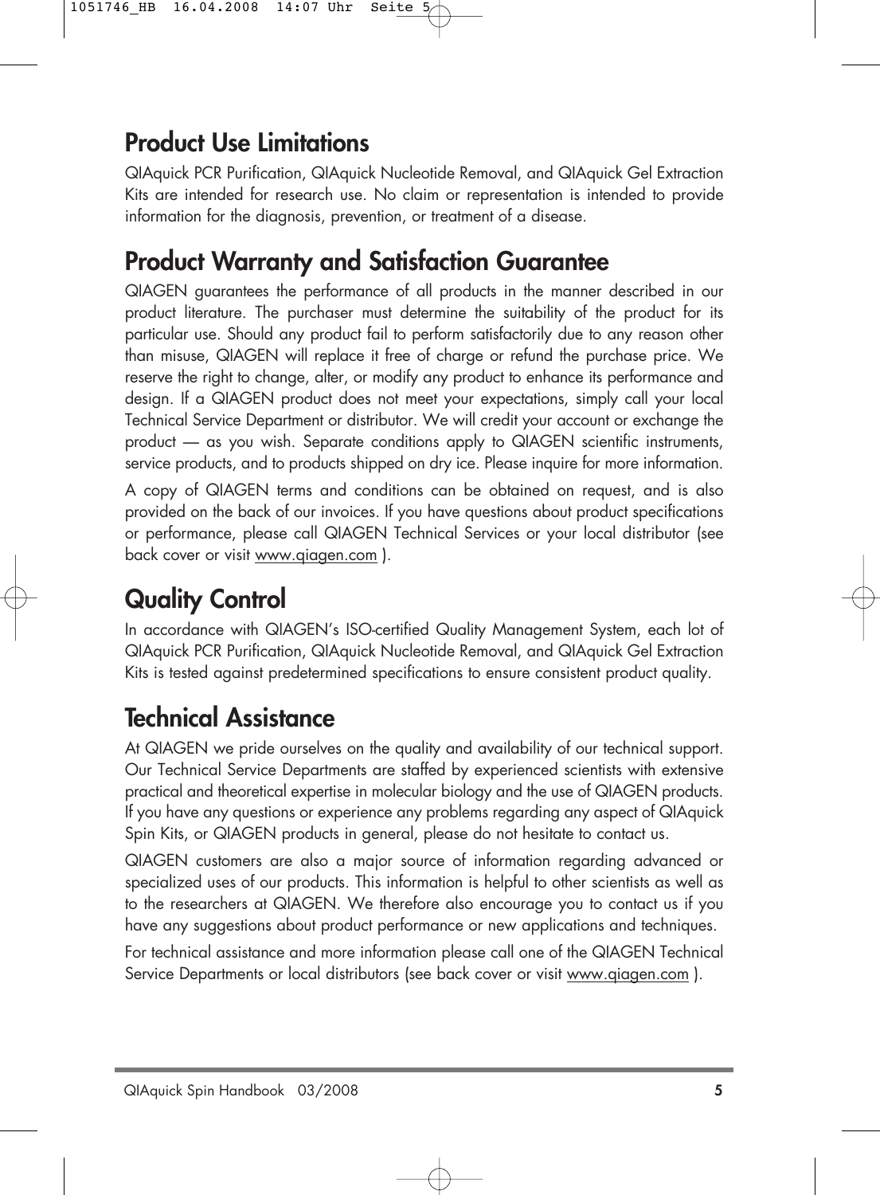## Product Use Limitations

QIAquick PCR Purification, QIAquick Nucleotide Removal, and QIAquick Gel Extraction Kits are intended for research use. No claim or representation is intended to provide information for the diagnosis, prevention, or treatment of a disease.

## Product Warranty and Satisfaction Guarantee

QIAGEN guarantees the performance of all products in the manner described in our product literature. The purchaser must determine the suitability of the product for its particular use. Should any product fail to perform satisfactorily due to any reason other than misuse, QIAGEN will replace it free of charge or refund the purchase price. We reserve the right to change, alter, or modify any product to enhance its performance and design. If a QIAGEN product does not meet your expectations, simply call your local Technical Service Department or distributor. We will credit your account or exchange the product — as you wish. Separate conditions apply to QIAGEN scientific instruments, service products, and to products shipped on dry ice. Please inquire for more information.

A copy of QIAGEN terms and conditions can be obtained on request, and is also provided on the back of our invoices. If you have questions about product specifications or performance, please call QIAGEN Technical Services or your local distributor (see back cover or visit www.qiagen.com ).

## Quality Control

In accordance with QIAGEN's ISO-certified Quality Management System, each lot of QIAquick PCR Purification, QIAquick Nucleotide Removal, and QIAquick Gel Extraction Kits is tested against predetermined specifications to ensure consistent product quality.

## Technical Assistance

At QIAGEN we pride ourselves on the quality and availability of our technical support. Our Technical Service Departments are staffed by experienced scientists with extensive practical and theoretical expertise in molecular biology and the use of QIAGEN products. If you have any questions or experience any problems regarding any aspect of QIAquick Spin Kits, or QIAGEN products in general, please do not hesitate to contact us.

QIAGEN customers are also a major source of information regarding advanced or specialized uses of our products. This information is helpful to other scientists as well as to the researchers at QIAGEN. We therefore also encourage you to contact us if you have any suggestions about product performance or new applications and techniques.

For technical assistance and more information please call one of the QIAGEN Technical Service Departments or local distributors (see back cover or visit www.qiagen.com ).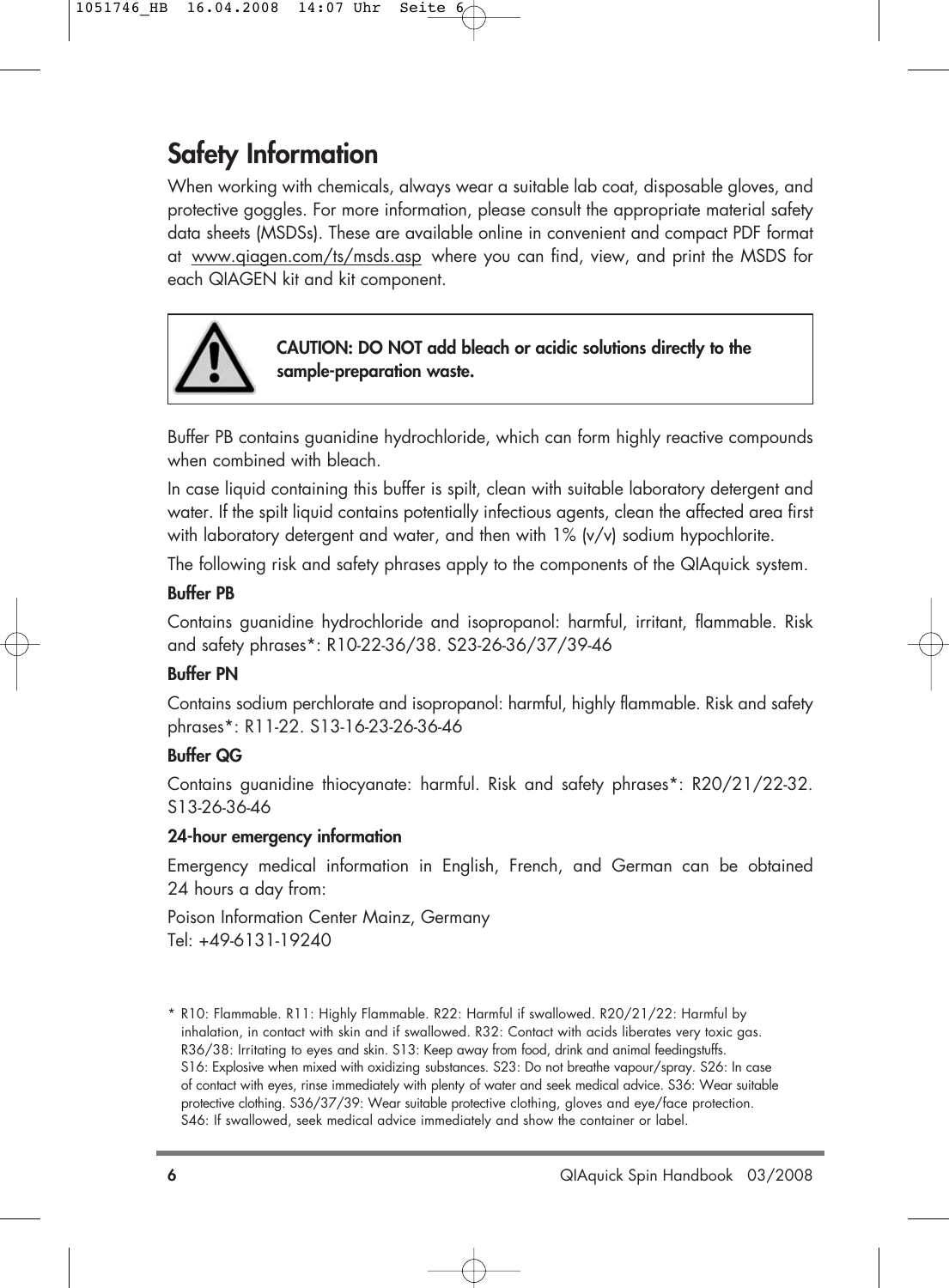# Safety Information

When working with chemicals, always wear a suitable lab coat, disposable gloves, and protective goggles. For more information, please consult the appropriate material safety data sheets (MSDSs). These are available online in convenient and compact PDF format at www.qiagen.com/ts/msds.asp where you can find, view, and print the MSDS for each QIAGEN kit and kit component.

> **CAUTION: DO NOT add bleach or acidic solutions directly to the sample-preparation waste.**

Buffer PB contains guanidine hydrochloride, which can form highly reactive compounds when combined with bleach.

In case liquid containing this buffer is spilt, clean with suitable laboratory detergent and water. If the spilt liquid contains potentially infectious agents, clean the affected area first with laboratory detergent and water, and then with 1% (v/v) sodium hypochlorite.

The following risk and safety phrases apply to the components of the QIAquick system.

**Buffer PB**

Contains guanidine hydrochloride and isopropanol: harmful, irritant, flammable. Risk and safety phrases*: R10-22-36/38. S23-26-36/37/39-46

**Buffer PN**

Contains sodium perchlorate and isopropanol: harmful, highly flammable. Risk and safety phrases*: R11-22. S13-16-23-26-36-46

**Buffer QG**

Contains guanidine thiocyanate: harmful. Risk and safety phrases*: R20/21/22-32. S13-26-36-46

**24-hour emergency information**

Emergency medical information in English, French, and German can be obtained 24 hours a day from:

Poison Information Center Mainz, Germany
Tel: +49-6131-19240

* R10: Flammable. R11: Highly Flammable. R22: Harmful if swallowed. R20/21/22: Harmful by inhalation, in contact with skin and if swallowed. R32: Contact with acids liberates very toxic gas. R36/38: Irritating to eyes and skin. S13: Keep away from food, drink and animal feedingstuffs. S16: Explosive when mixed with oxidizing substances. S23: Do not breathe vapour/spray. S26: In case of contact with eyes, rinse immediately with plenty of water and seek medical advice. S36: Wear suitable protective clothing. S36/37/39: Wear suitable protective clothing, gloves and eye/face protection. S46: If swallowed, seek medical advice immediately and show the container or label.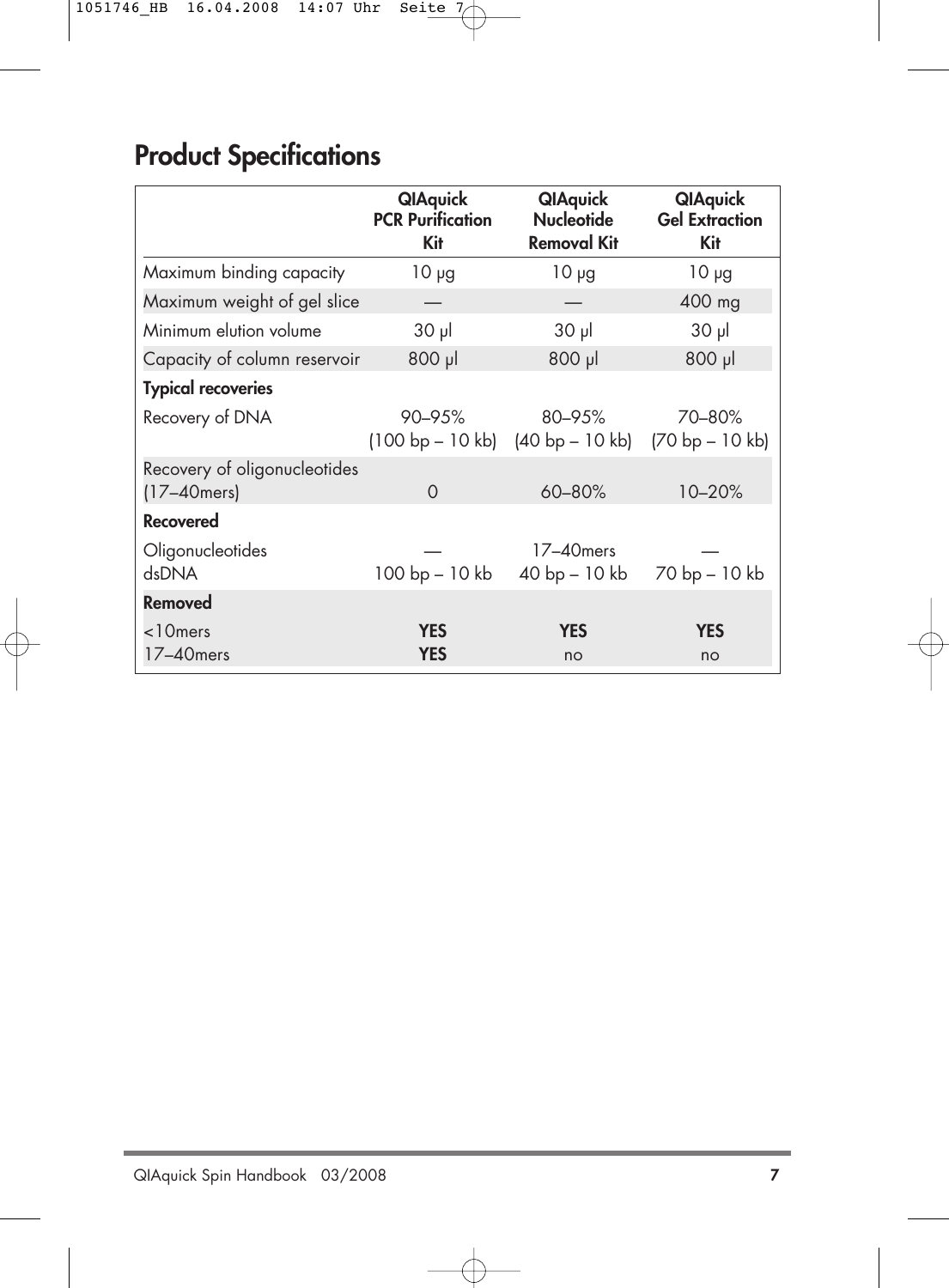## Product Specifications

| | QIAquick PCR Purification Kit | QIAquick Nucleotide Removal Kit | QIAquick Gel Extraction Kit |
|---|---|---|---|
| Maximum binding capacity | 10 µg | 10 µg | 10 µg |
| Maximum weight of gel slice | — | — | 400 mg |
| Minimum elution volume | 30 µl | 30 µl | 30 µl |
| Capacity of column reservoir | 800 µl | 800 µl | 800 µl |
| **Typical recoveries** | | | |
| Recovery of DNA | 90–95% (100 bp – 10 kb) | 80–95% (40 bp – 10 kb) | 70–80% (70 bp – 10 kb) |
| Recovery of oligonucleotides (17–40mers) | 0 | 60–80% | 10–20% |
| **Recovered** | | | |
| Oligonucleotides | — | 17–40mers | — |
| dsDNA | 100 bp – 10 kb | 40 bp – 10 kb | 70 bp – 10 kb |
| **Removed** | | | |
| <10mers | **YES** | **YES** | **YES** |
| 17–40mers | **YES** | no | no |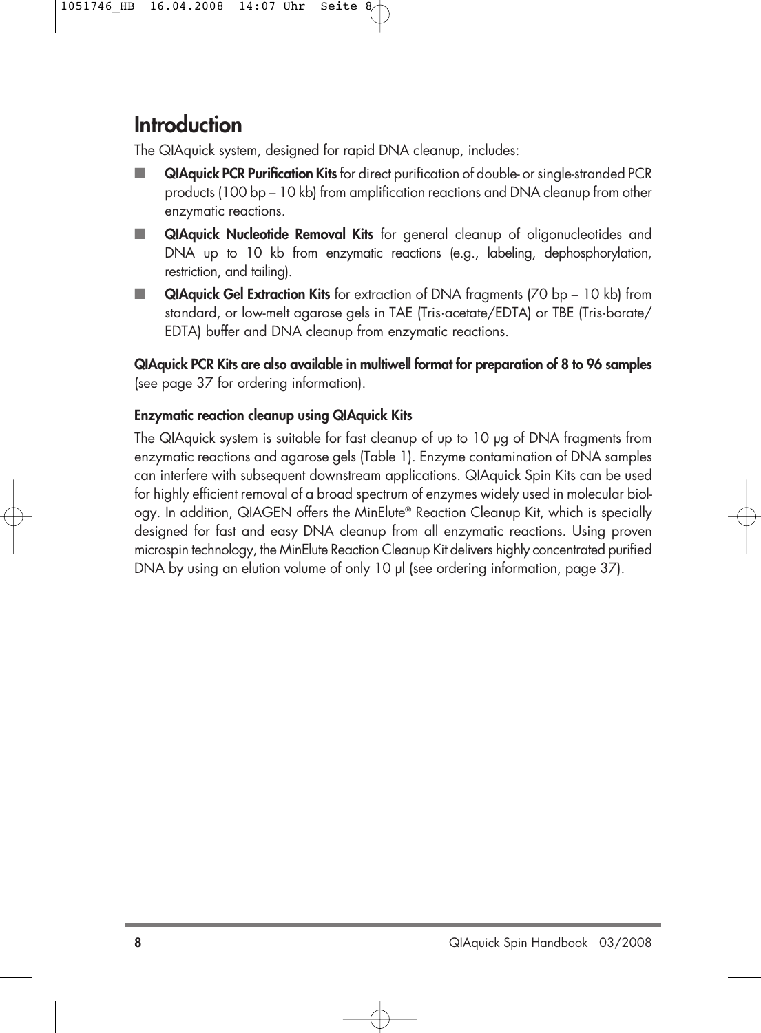# Introduction

The QIAquick system, designed for rapid DNA cleanup, includes:

- **QIAquick PCR Purification Kits** for direct purification of double- or single-stranded PCR products (100 bp – 10 kb) from amplification reactions and DNA cleanup from other enzymatic reactions.
- **QIAquick Nucleotide Removal Kits** for general cleanup of oligonucleotides and DNA up to 10 kb from enzymatic reactions (e.g., labeling, dephosphorylation, restriction, and tailing).
- **QIAquick Gel Extraction Kits** for extraction of DNA fragments (70 bp – 10 kb) from standard, or low-melt agarose gels in TAE (Tris·acetate/EDTA) or TBE (Tris·borate/EDTA) buffer and DNA cleanup from enzymatic reactions.

**QIAquick PCR Kits are also available in multiwell format for preparation of 8 to 96 samples** (see page 37 for ordering information).

### Enzymatic reaction cleanup using QIAquick Kits

The QIAquick system is suitable for fast cleanup of up to 10 µg of DNA fragments from enzymatic reactions and agarose gels (Table 1). Enzyme contamination of DNA samples can interfere with subsequent downstream applications. QIAquick Spin Kits can be used for highly efficient removal of a broad spectrum of enzymes widely used in molecular biology. In addition, QIAGEN offers the MinElute® Reaction Cleanup Kit, which is specially designed for fast and easy DNA cleanup from all enzymatic reactions. Using proven microspin technology, the MinElute Reaction Cleanup Kit delivers highly concentrated purified DNA by using an elution volume of only 10 µl (see ordering information, page 37).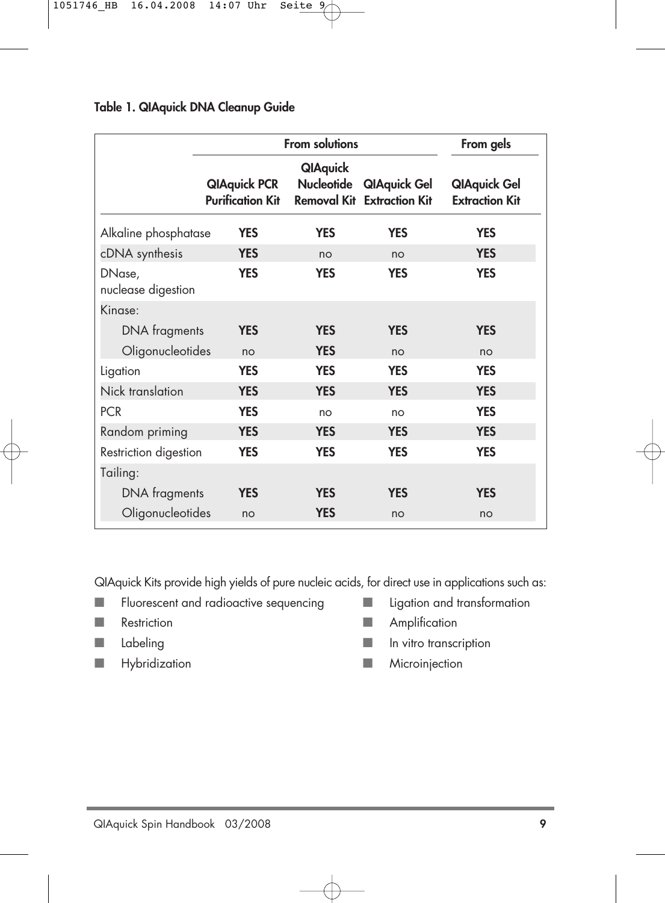**Table 1. QIAquick DNA Cleanup Guide**

| | From solutions | | | From gels |
|---|---|---|---|---|
| | QIAquick PCR Purification Kit | QIAquick Nucleotide Removal Kit | QIAquick Gel Extraction Kit | QIAquick Gel Extraction Kit |
| Alkaline phosphatase | **YES** | **YES** | **YES** | **YES** |
| cDNA synthesis | **YES** | no | no | **YES** |
| DNase, nuclease digestion | **YES** | **YES** | **YES** | **YES** |
| Kinase: | | | | |
| DNA fragments | **YES** | **YES** | **YES** | **YES** |
| Oligonucleotides | no | **YES** | no | no |
| Ligation | **YES** | **YES** | **YES** | **YES** |
| Nick translation | **YES** | **YES** | **YES** | **YES** |
| PCR | **YES** | no | no | **YES** |
| Random priming | **YES** | **YES** | **YES** | **YES** |
| Restriction digestion | **YES** | **YES** | **YES** | **YES** |
| Tailing: | | | | |
| DNA fragments | **YES** | **YES** | **YES** | **YES** |
| Oligonucleotides | no | **YES** | no | no |

QIAquick Kits provide high yields of pure nucleic acids, for direct use in applications such as:

- Fluorescent and radioactive sequencing
- Restriction
- Labeling
- Hybridization
- Ligation and transformation
- Amplification
- In vitro transcription
- Microinjection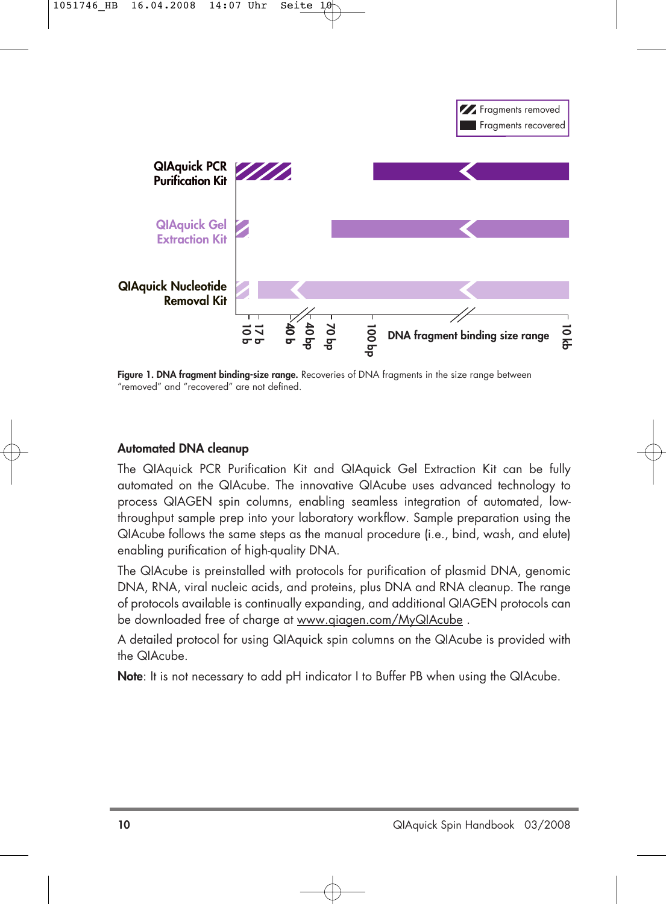Fragments removed
Fragments recovered

QIAquick PCR Purification Kit

QIAquick Gel Extraction Kit

QIAquick Nucleotide Removal Kit

10 b | 17 b | 40 b | 40 bp | 70 bp | 100 bp | DNA fragment binding size range | 10 kb

**Figure 1. DNA fragment binding-size range.** Recoveries of DNA fragments in the size range between "removed" and "recovered" are not defined.

## Automated DNA cleanup

The QIAquick PCR Purification Kit and QIAquick Gel Extraction Kit can be fully automated on the QIAcube. The innovative QIAcube uses advanced technology to process QIAGEN spin columns, enabling seamless integration of automated, low-throughput sample prep into your laboratory workflow. Sample preparation using the QIAcube follows the same steps as the manual procedure (i.e., bind, wash, and elute) enabling purification of high-quality DNA.

The QIAcube is preinstalled with protocols for purification of plasmid DNA, genomic DNA, RNA, viral nucleic acids, and proteins, plus DNA and RNA cleanup. The range of protocols available is continually expanding, and additional QIAGEN protocols can be downloaded free of charge at www.qiagen.com/MyQIAcube .

A detailed protocol for using QIAquick spin columns on the QIAcube is provided with the QIAcube.

**Note**: It is not necessary to add pH indicator I to Buffer PB when using the QIAcube.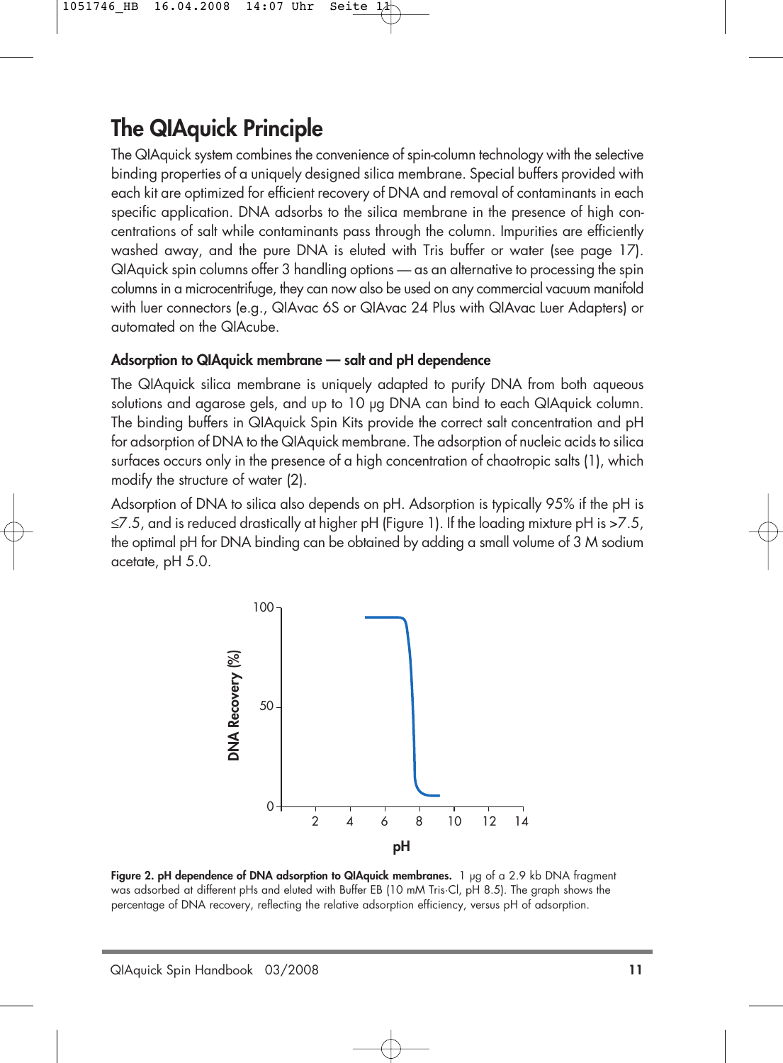## The QIAquick Principle

The QIAquick system combines the convenience of spin-column technology with the selective binding properties of a uniquely designed silica membrane. Special buffers provided with each kit are optimized for efficient recovery of DNA and removal of contaminants in each specific application. DNA adsorbs to the silica membrane in the presence of high concentrations of salt while contaminants pass through the column. Impurities are efficiently washed away, and the pure DNA is eluted with Tris buffer or water (see page 17). QIAquick spin columns offer 3 handling options — as an alternative to processing the spin columns in a microcentrifuge, they can now also be used on any commercial vacuum manifold with luer connectors (e.g., QIAvac 6S or QIAvac 24 Plus with QIAvac Luer Adapters) or automated on the QIAcube.

### Adsorption to QIAquick membrane — salt and pH dependence

The QIAquick silica membrane is uniquely adapted to purify DNA from both aqueous solutions and agarose gels, and up to 10 µg DNA can bind to each QIAquick column. The binding buffers in QIAquick Spin Kits provide the correct salt concentration and pH for adsorption of DNA to the QIAquick membrane. The adsorption of nucleic acids to silica surfaces occurs only in the presence of a high concentration of chaotropic salts (1), which modify the structure of water (2).

Adsorption of DNA to silica also depends on pH. Adsorption is typically 95% if the pH is ≤7.5, and is reduced drastically at higher pH (Figure 1). If the loading mixture pH is >7.5, the optimal pH for DNA binding can be obtained by adding a small volume of 3 M sodium acetate, pH 5.0.

**Figure 2. pH dependence of DNA adsorption to QIAquick membranes.** 1 µg of a 2.9 kb DNA fragment was adsorbed at different pHs and eluted with Buffer EB (10 mM Tris·Cl, pH 8.5). The graph shows the percentage of DNA recovery, reflecting the relative adsorption efficiency, versus pH of adsorption.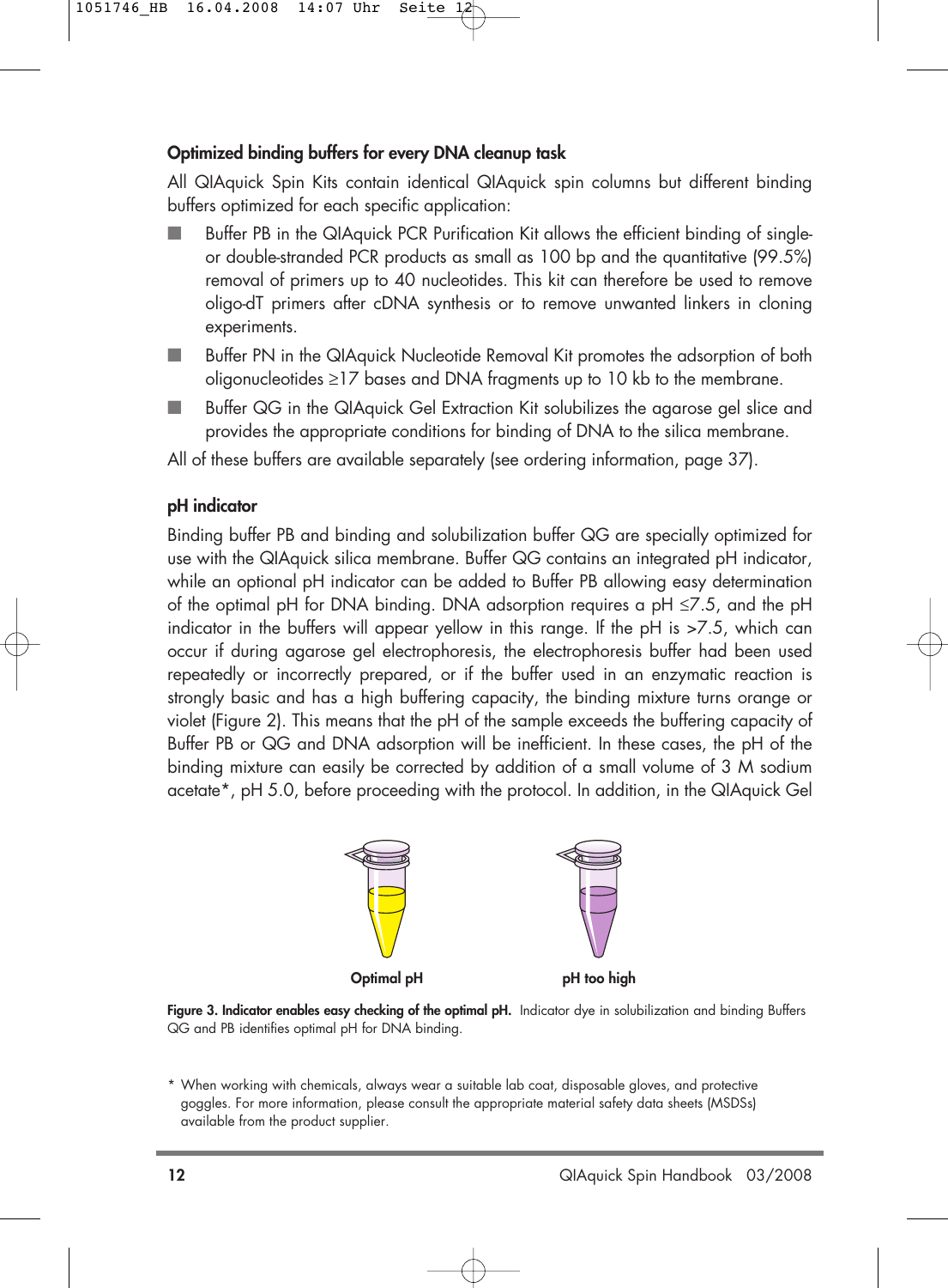### Optimized binding buffers for every DNA cleanup task

All QIAquick Spin Kits contain identical QIAquick spin columns but different binding buffers optimized for each specific application:

- Buffer PB in the QIAquick PCR Purification Kit allows the efficient binding of single- or double-stranded PCR products as small as 100 bp and the quantitative (99.5%) removal of primers up to 40 nucleotides. This kit can therefore be used to remove oligo-dT primers after cDNA synthesis or to remove unwanted linkers in cloning experiments.
- Buffer PN in the QIAquick Nucleotide Removal Kit promotes the adsorption of both oligonucleotides ≥17 bases and DNA fragments up to 10 kb to the membrane.
- Buffer QG in the QIAquick Gel Extraction Kit solubilizes the agarose gel slice and provides the appropriate conditions for binding of DNA to the silica membrane.

All of these buffers are available separately (see ordering information, page 37).

### pH indicator

Binding buffer PB and binding and solubilization buffer QG are specially optimized for use with the QIAquick silica membrane. Buffer QG contains an integrated pH indicator, while an optional pH indicator can be added to Buffer PB allowing easy determination of the optimal pH for DNA binding. DNA adsorption requires a pH ≤7.5, and the pH indicator in the buffers will appear yellow in this range. If the pH is >7.5, which can occur if during agarose gel electrophoresis, the electrophoresis buffer had been used repeatedly or incorrectly prepared, or if the buffer used in an enzymatic reaction is strongly basic and has a high buffering capacity, the binding mixture turns orange or violet (Figure 2). This means that the pH of the sample exceeds the buffering capacity of Buffer PB or QG and DNA adsorption will be inefficient. In these cases, the pH of the binding mixture can easily be corrected by addition of a small volume of 3 M sodium acetate*, pH 5.0, before proceeding with the protocol. In addition, in the QIAquick Gel

Optimal pH    pH too high

**Figure 3. Indicator enables easy checking of the optimal pH.** Indicator dye in solubilization and binding Buffers QG and PB identifies optimal pH for DNA binding.

\* When working with chemicals, always wear a suitable lab coat, disposable gloves, and protective goggles. For more information, please consult the appropriate material safety data sheets (MSDSs) available from the product supplier.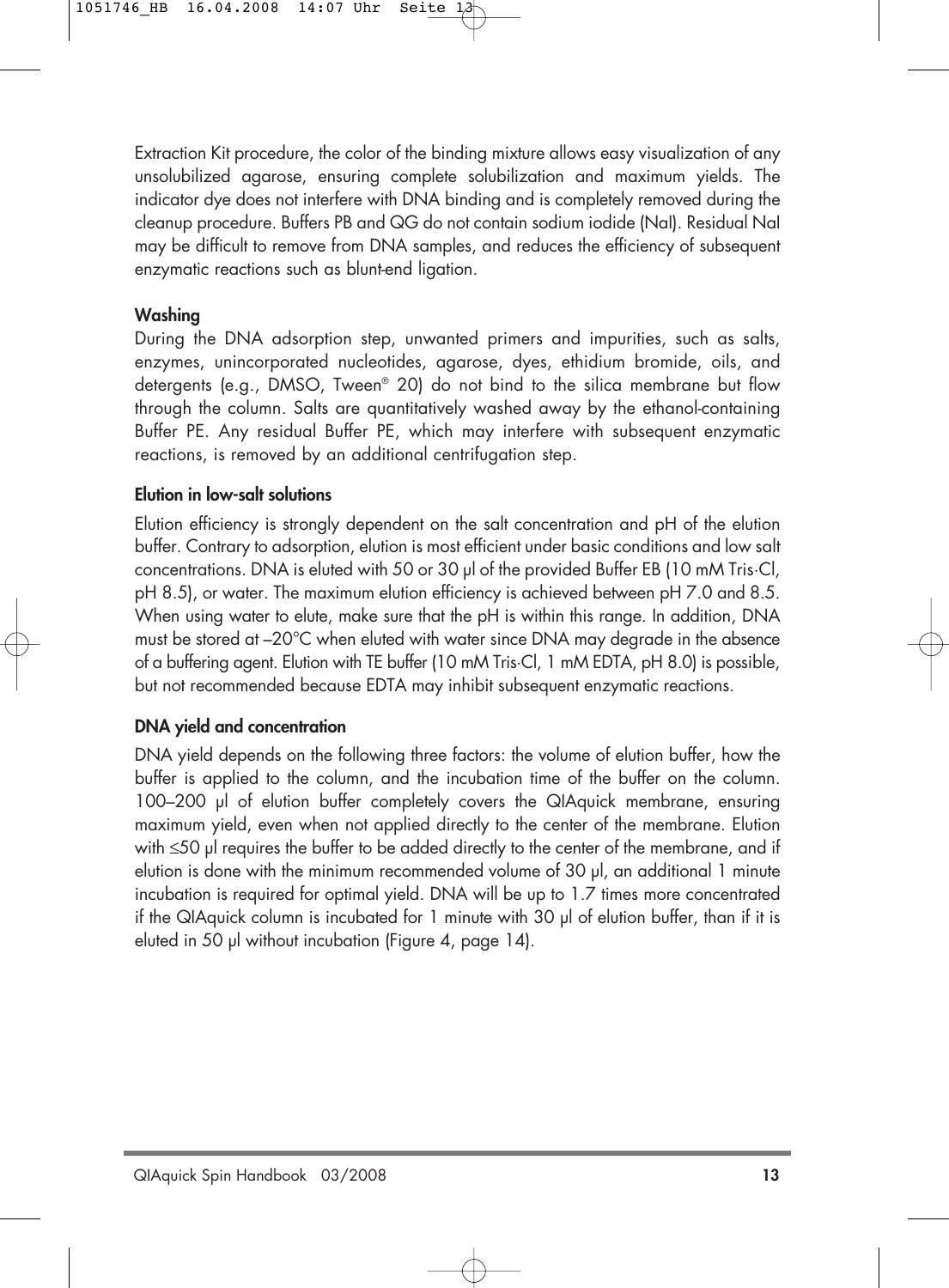Extraction Kit procedure, the color of the binding mixture allows easy visualization of any unsolubilized agarose, ensuring complete solubilization and maximum yields. The indicator dye does not interfere with DNA binding and is completely removed during the cleanup procedure. Buffers PB and QG do not contain sodium iodide (NaI). Residual NaI may be difficult to remove from DNA samples, and reduces the efficiency of subsequent enzymatic reactions such as blunt-end ligation.

**Washing**

During the DNA adsorption step, unwanted primers and impurities, such as salts, enzymes, unincorporated nucleotides, agarose, dyes, ethidium bromide, oils, and detergents (e.g., DMSO, Tween® 20) do not bind to the silica membrane but flow through the column. Salts are quantitatively washed away by the ethanol-containing Buffer PE. Any residual Buffer PE, which may interfere with subsequent enzymatic reactions, is removed by an additional centrifugation step.

**Elution in low-salt solutions**

Elution efficiency is strongly dependent on the salt concentration and pH of the elution buffer. Contrary to adsorption, elution is most efficient under basic conditions and low salt concentrations. DNA is eluted with 50 or 30 µl of the provided Buffer EB (10 mM Tris·Cl, pH 8.5), or water. The maximum elution efficiency is achieved between pH 7.0 and 8.5. When using water to elute, make sure that the pH is within this range. In addition, DNA must be stored at –20°C when eluted with water since DNA may degrade in the absence of a buffering agent. Elution with TE buffer (10 mM Tris·Cl, 1 mM EDTA, pH 8.0) is possible, but not recommended because EDTA may inhibit subsequent enzymatic reactions.

**DNA yield and concentration**

DNA yield depends on the following three factors: the volume of elution buffer, how the buffer is applied to the column, and the incubation time of the buffer on the column. 100–200 µl of elution buffer completely covers the QIAquick membrane, ensuring maximum yield, even when not applied directly to the center of the membrane. Elution with ≤50 µl requires the buffer to be added directly to the center of the membrane, and if elution is done with the minimum recommended volume of 30 µl, an additional 1 minute incubation is required for optimal yield. DNA will be up to 1.7 times more concentrated if the QIAquick column is incubated for 1 minute with 30 µl of elution buffer, than if it is eluted in 50 µl without incubation (Figure 4, page 14).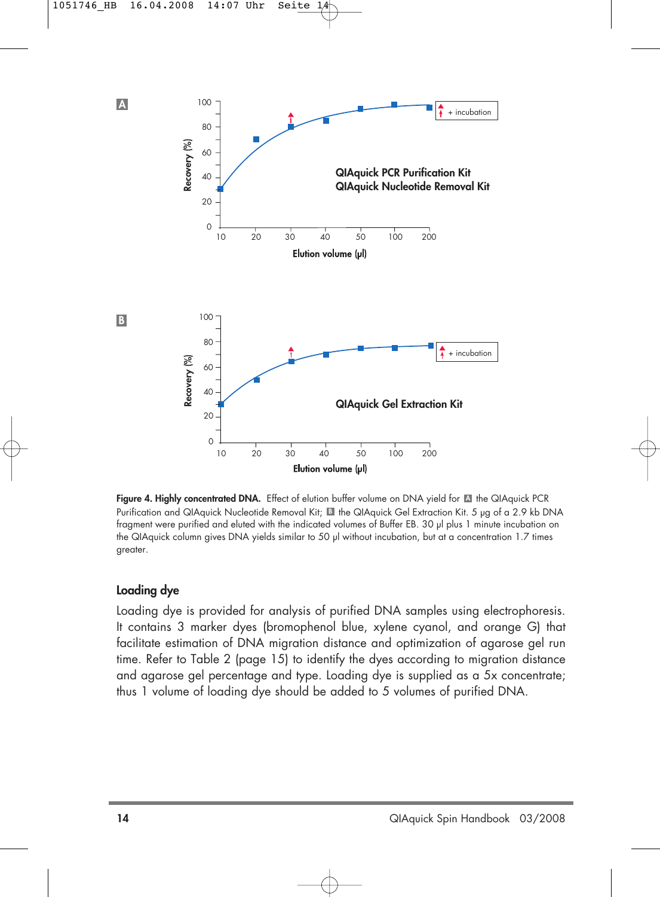**Figure 4. Highly concentrated DNA.** Effect of elution buffer volume on DNA yield for A the QIAquick PCR Purification and QIAquick Nucleotide Removal Kit; B the QIAquick Gel Extraction Kit. 5 µg of a 2.9 kb DNA fragment were purified and eluted with the indicated volumes of Buffer EB. 30 µl plus 1 minute incubation on the QIAquick column gives DNA yields similar to 50 µl without incubation, but at a concentration 1.7 times greater.

## Loading dye

Loading dye is provided for analysis of purified DNA samples using electrophoresis. It contains 3 marker dyes (bromophenol blue, xylene cyanol, and orange G) that facilitate estimation of DNA migration distance and optimization of agarose gel run time. Refer to Table 2 (page 15) to identify the dyes according to migration distance and agarose gel percentage and type. Loading dye is supplied as a 5x concentrate; thus 1 volume of loading dye should be added to 5 volumes of purified DNA.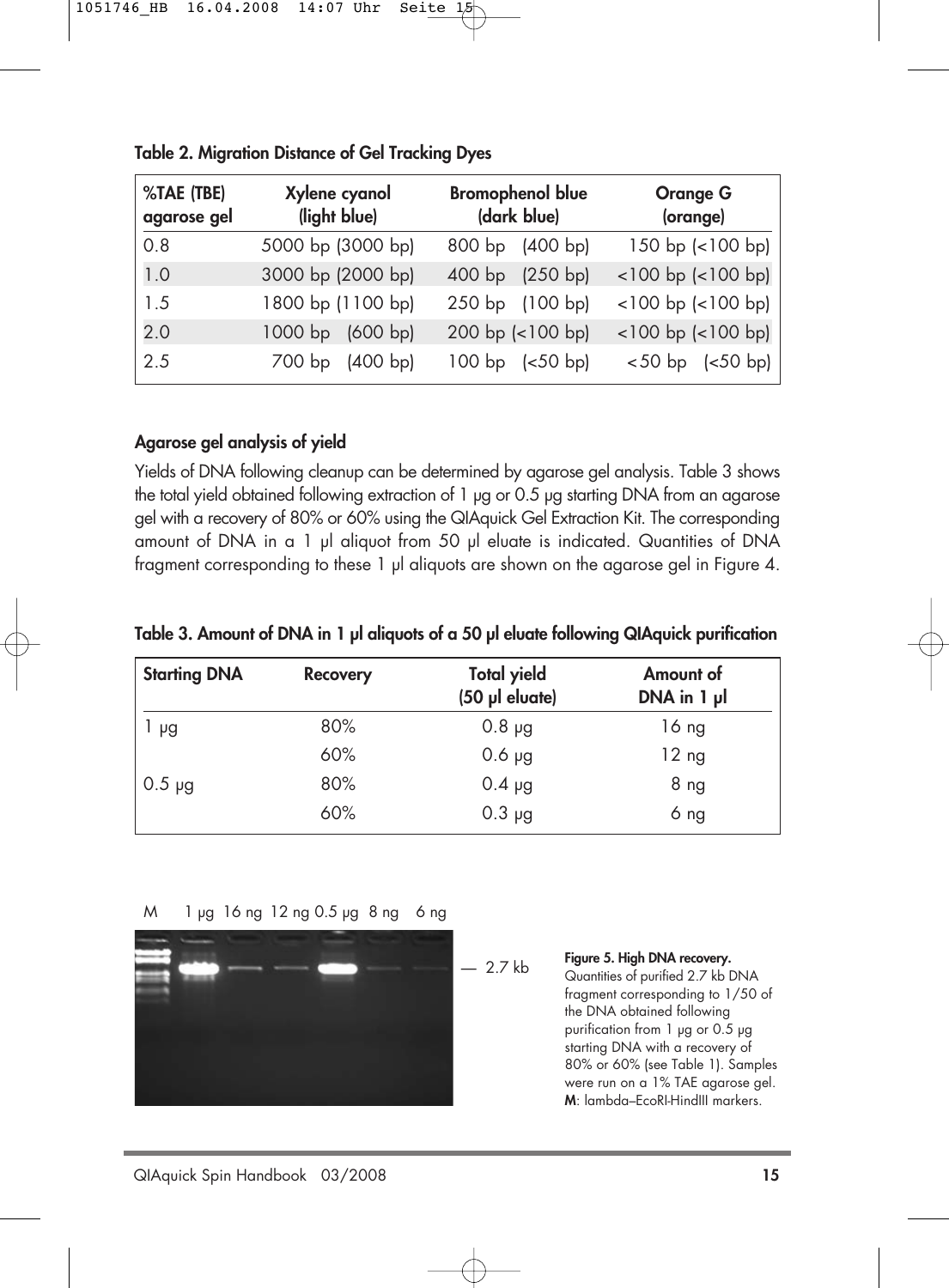**Table 2. Migration Distance of Gel Tracking Dyes**

| %TAE (TBE) agarose gel | Xylene cyanol (light blue) | Bromophenol blue (dark blue) | Orange G (orange) |
|---|---|---|---|
| 0.8 | 5000 bp (3000 bp) | 800 bp (400 bp) | 150 bp (<100 bp) |
| 1.0 | 3000 bp (2000 bp) | 400 bp (250 bp) | <100 bp (<100 bp) |
| 1.5 | 1800 bp (1100 bp) | 250 bp (100 bp) | <100 bp (<100 bp) |
| 2.0 | 1000 bp (600 bp) | 200 bp (<100 bp) | <100 bp (<100 bp) |
| 2.5 | 700 bp (400 bp) | 100 bp (<50 bp) | <50 bp (<50 bp) |

### Agarose gel analysis of yield

Yields of DNA following cleanup can be determined by agarose gel analysis. Table 3 shows the total yield obtained following extraction of 1 µg or 0.5 µg starting DNA from an agarose gel with a recovery of 80% or 60% using the QIAquick Gel Extraction Kit. The corresponding amount of DNA in a 1 µl aliquot from 50 µl eluate is indicated. Quantities of DNA fragment corresponding to these 1 µl aliquots are shown on the agarose gel in Figure 4.

**Table 3. Amount of DNA in 1 µl aliquots of a 50 µl eluate following QIAquick purification**

| Starting DNA | Recovery | Total yield (50 µl eluate) | Amount of DNA in 1 µl |
|---|---|---|---|
| 1 µg | 80% | 0.8 µg | 16 ng |
| | 60% | 0.6 µg | 12 ng |
| 0.5 µg | 80% | 0.4 µg | 8 ng |
| | 60% | 0.3 µg | 6 ng |

M 1 µg 16 ng 12 ng 0.5 µg 8 ng 6 ng

— 2.7 kb

**Figure 5. High DNA recovery.** Quantities of purified 2.7 kb DNA fragment corresponding to 1/50 of the DNA obtained following purification from 1 µg or 0.5 µg starting DNA with a recovery of 80% or 60% (see Table 1). Samples were run on a 1% TAE agarose gel. **M**: lambda–EcoRI-HindIII markers.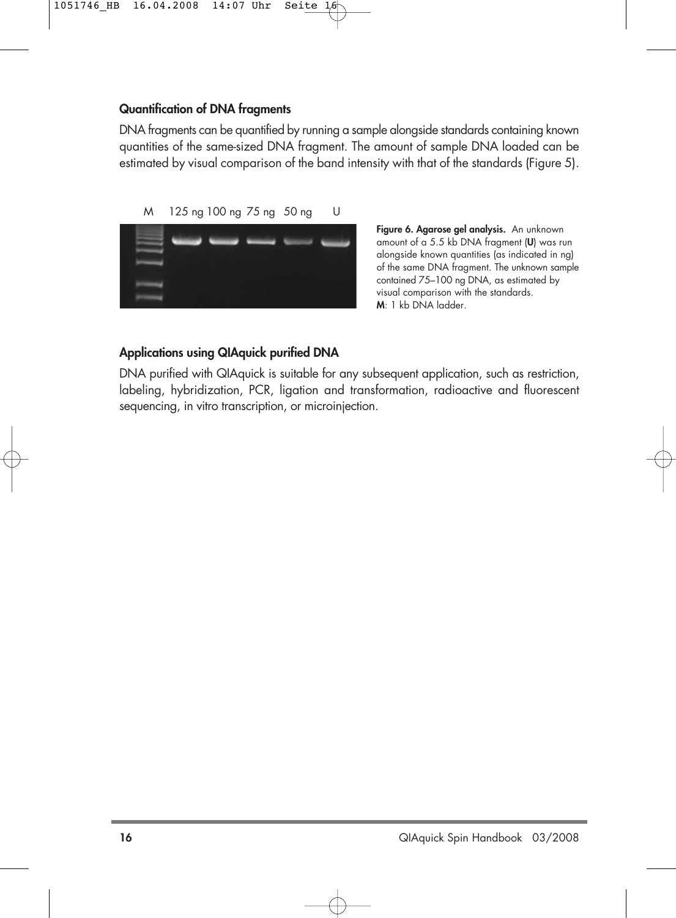### Quantification of DNA fragments

DNA fragments can be quantified by running a sample alongside standards containing known quantities of the same-sized DNA fragment. The amount of sample DNA loaded can be estimated by visual comparison of the band intensity with that of the standards (Figure 5).

M 125 ng 100 ng 75 ng 50 ng U

**Figure 6. Agarose gel analysis.** An unknown amount of a 5.5 kb DNA fragment (**U**) was run alongside known quantities (as indicated in ng) of the same DNA fragment. The unknown sample contained 75–100 ng DNA, as estimated by visual comparison with the standards. **M**: 1 kb DNA ladder.

### Applications using QIAquick purified DNA

DNA purified with QIAquick is suitable for any subsequent application, such as restriction, labeling, hybridization, PCR, ligation and transformation, radioactive and fluorescent sequencing, in vitro transcription, or microinjection.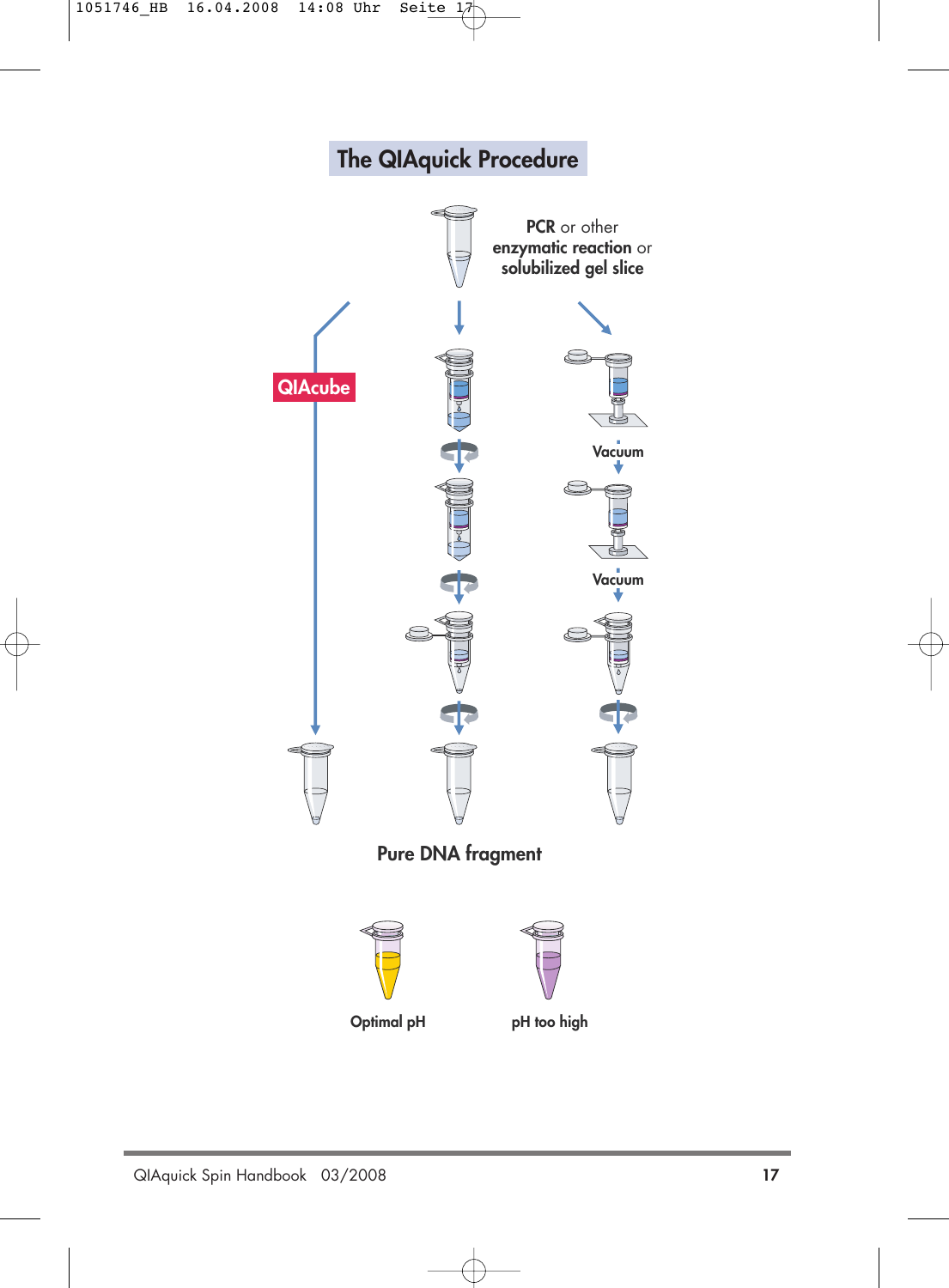# The QIAquick Procedure

**PCR** or other **enzymatic reaction** or **solubilized gel slice**

QIAcube

Vacuum

Vacuum

**Pure DNA fragment**

**Optimal pH**

**pH too high**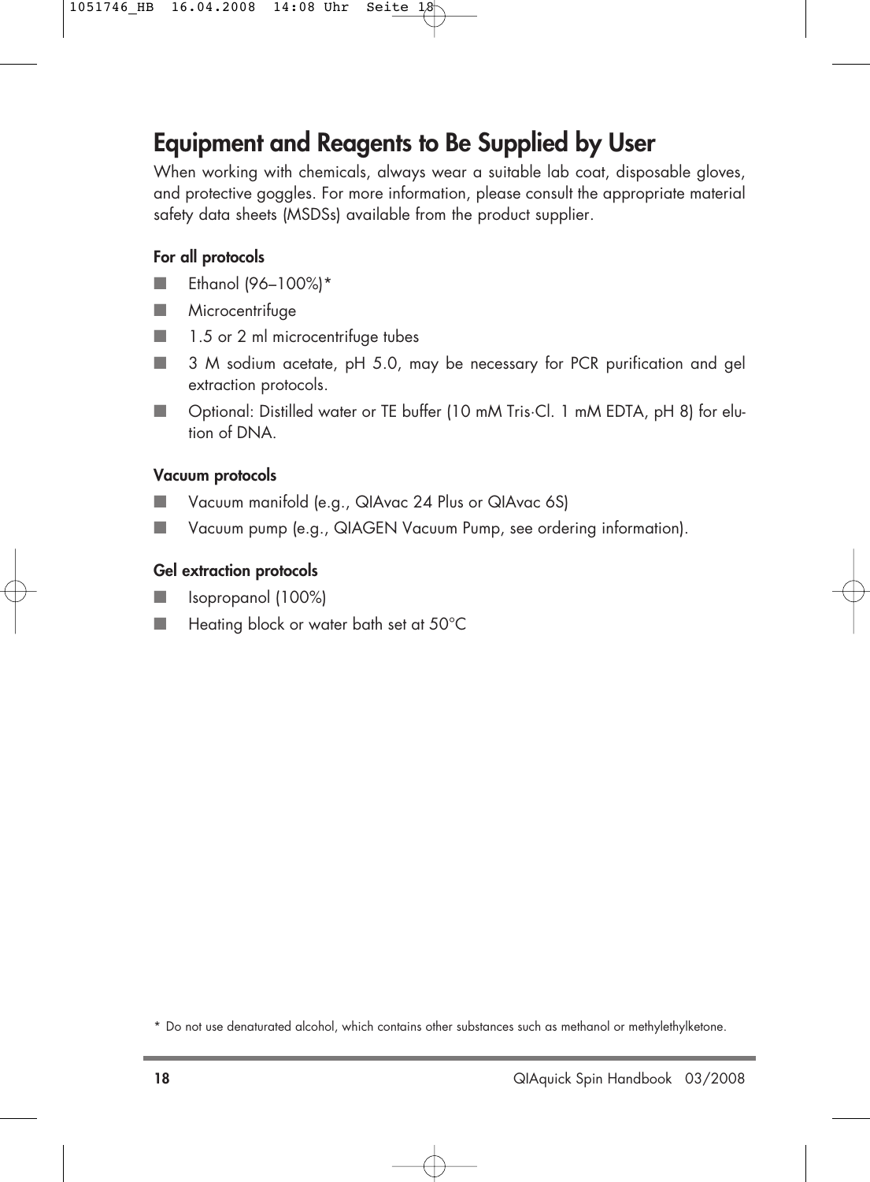# Equipment and Reagents to Be Supplied by User

When working with chemicals, always wear a suitable lab coat, disposable gloves, and protective goggles. For more information, please consult the appropriate material safety data sheets (MSDSs) available from the product supplier.

**For all protocols**

- Ethanol (96–100%)*
- Microcentrifuge
- 1.5 or 2 ml microcentrifuge tubes
- 3 M sodium acetate, pH 5.0, may be necessary for PCR purification and gel extraction protocols.
- Optional: Distilled water or TE buffer (10 mM Tris·Cl. 1 mM EDTA, pH 8) for elution of DNA.

**Vacuum protocols**

- Vacuum manifold (e.g., QIAvac 24 Plus or QIAvac 6S)
- Vacuum pump (e.g., QIAGEN Vacuum Pump, see ordering information).

**Gel extraction protocols**

- Isopropanol (100%)
- Heating block or water bath set at 50°C

\* Do not use denaturated alcohol, which contains other substances such as methanol or methylethylketone.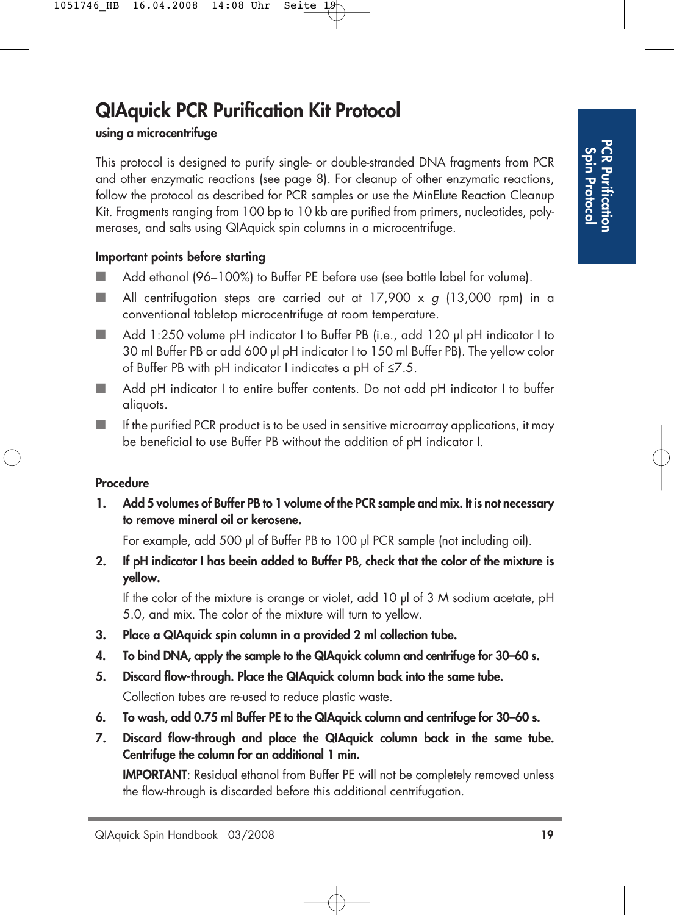# QIAquick PCR Purification Kit Protocol

**using a microcentrifuge**

This protocol is designed to purify single- or double-stranded DNA fragments from PCR and other enzymatic reactions (see page 8). For cleanup of other enzymatic reactions, follow the protocol as described for PCR samples or use the MinElute Reaction Cleanup Kit. Fragments ranging from 100 bp to 10 kb are purified from primers, nucleotides, polymerases, and salts using QIAquick spin columns in a microcentrifuge.

**Important points before starting**

- Add ethanol (96–100%) to Buffer PE before use (see bottle label for volume).
- All centrifugation steps are carried out at 17,900 x *g* (13,000 rpm) in a conventional tabletop microcentrifuge at room temperature.
- Add 1:250 volume pH indicator I to Buffer PB (i.e., add 120 µl pH indicator I to 30 ml Buffer PB or add 600 µl pH indicator I to 150 ml Buffer PB). The yellow color of Buffer PB with pH indicator I indicates a pH of ≤7.5.
- Add pH indicator I to entire buffer contents. Do not add pH indicator I to buffer aliquots.
- If the purified PCR product is to be used in sensitive microarray applications, it may be beneficial to use Buffer PB without the addition of pH indicator I.

**Procedure**

1. **Add 5 volumes of Buffer PB to 1 volume of the PCR sample and mix. It is not necessary to remove mineral oil or kerosene.**

   For example, add 500 µl of Buffer PB to 100 µl PCR sample (not including oil).

2. **If pH indicator I has beein added to Buffer PB, check that the color of the mixture is yellow.**

   If the color of the mixture is orange or violet, add 10 µl of 3 M sodium acetate, pH 5.0, and mix. The color of the mixture will turn to yellow.

3. **Place a QIAquick spin column in a provided 2 ml collection tube.**

4. **To bind DNA, apply the sample to the QIAquick column and centrifuge for 30–60 s.**

5. **Discard flow-through. Place the QIAquick column back into the same tube.**

   Collection tubes are re-used to reduce plastic waste.

6. **To wash, add 0.75 ml Buffer PE to the QIAquick column and centrifuge for 30–60 s.**

7. **Discard flow-through and place the QIAquick column back in the same tube. Centrifuge the column for an additional 1 min.**

   **IMPORTANT**: Residual ethanol from Buffer PE will not be completely removed unless the flow-through is discarded before this additional centrifugation.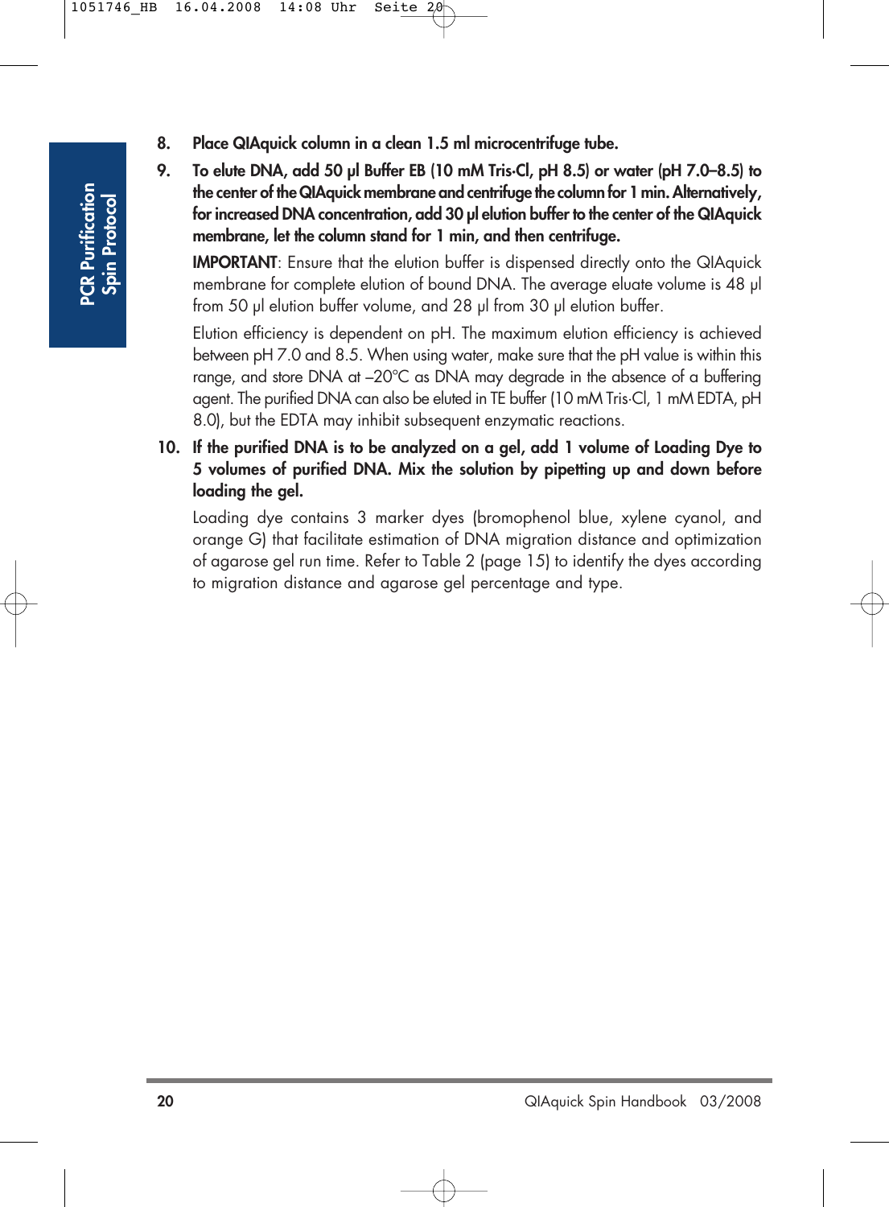8. **Place QIAquick column in a clean 1.5 ml microcentrifuge tube.**

9. **To elute DNA, add 50 µl Buffer EB (10 mM Tris·Cl, pH 8.5) or water (pH 7.0–8.5) to the center of the QIAquick membrane and centrifuge the column for 1 min. Alternatively, for increased DNA concentration, add 30 µl elution buffer to the center of the QIAquick membrane, let the column stand for 1 min, and then centrifuge.**

   **IMPORTANT**: Ensure that the elution buffer is dispensed directly onto the QIAquick membrane for complete elution of bound DNA. The average eluate volume is 48 µl from 50 µl elution buffer volume, and 28 µl from 30 µl elution buffer.

   Elution efficiency is dependent on pH. The maximum elution efficiency is achieved between pH 7.0 and 8.5. When using water, make sure that the pH value is within this range, and store DNA at –20°C as DNA may degrade in the absence of a buffering agent. The purified DNA can also be eluted in TE buffer (10 mM Tris·Cl, 1 mM EDTA, pH 8.0), but the EDTA may inhibit subsequent enzymatic reactions.

10. **If the purified DNA is to be analyzed on a gel, add 1 volume of Loading Dye to 5 volumes of purified DNA. Mix the solution by pipetting up and down before loading the gel.**

    Loading dye contains 3 marker dyes (bromophenol blue, xylene cyanol, and orange G) that facilitate estimation of DNA migration distance and optimization of agarose gel run time. Refer to Table 2 (page 15) to identify the dyes according to migration distance and agarose gel percentage and type.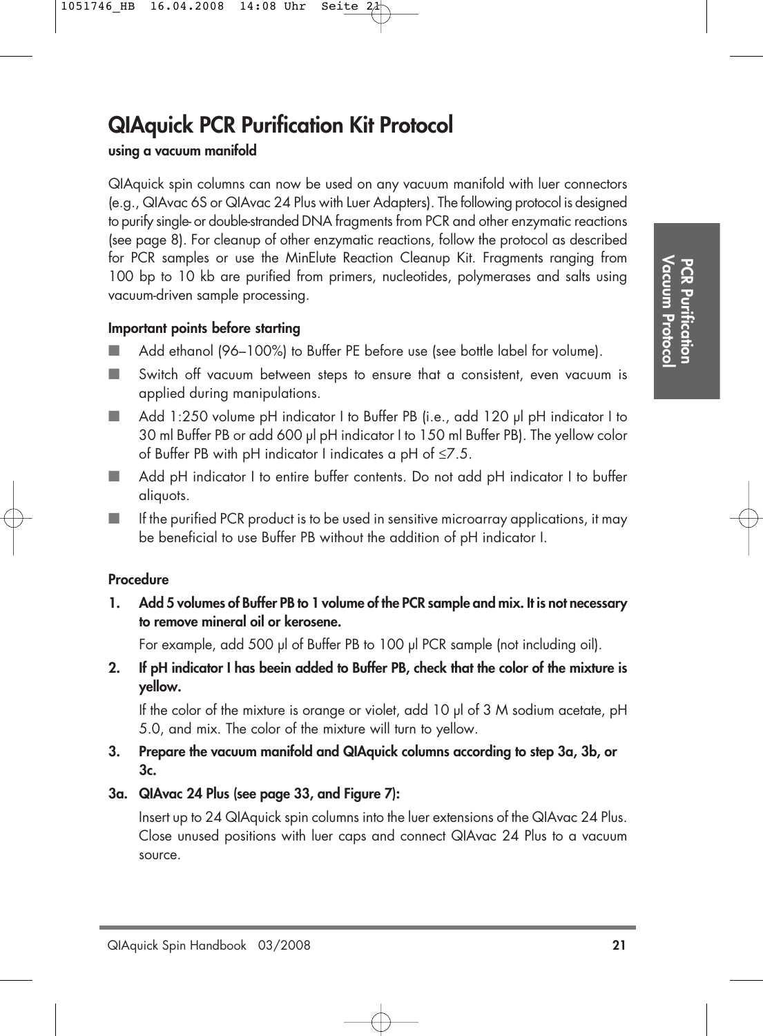# QIAquick PCR Purification Kit Protocol

**using a vacuum manifold**

QIAquick spin columns can now be used on any vacuum manifold with luer connectors (e.g., QIAvac 6S or QIAvac 24 Plus with Luer Adapters). The following protocol is designed to purify single- or double-stranded DNA fragments from PCR and other enzymatic reactions (see page 8). For cleanup of other enzymatic reactions, follow the protocol as described for PCR samples or use the MinElute Reaction Cleanup Kit. Fragments ranging from 100 bp to 10 kb are purified from primers, nucleotides, polymerases and salts using vacuum-driven sample processing.

**Important points before starting**

- Add ethanol (96–100%) to Buffer PE before use (see bottle label for volume).
- Switch off vacuum between steps to ensure that a consistent, even vacuum is applied during manipulations.
- Add 1:250 volume pH indicator I to Buffer PB (i.e., add 120 µl pH indicator I to 30 ml Buffer PB or add 600 µl pH indicator I to 150 ml Buffer PB). The yellow color of Buffer PB with pH indicator I indicates a pH of ≤7.5.
- Add pH indicator I to entire buffer contents. Do not add pH indicator I to buffer aliquots.
- If the purified PCR product is to be used in sensitive microarray applications, it may be beneficial to use Buffer PB without the addition of pH indicator I.

**Procedure**

1. **Add 5 volumes of Buffer PB to 1 volume of the PCR sample and mix. It is not necessary to remove mineral oil or kerosene.**

   For example, add 500 µl of Buffer PB to 100 µl PCR sample (not including oil).

2. **If pH indicator I has beein added to Buffer PB, check that the color of the mixture is yellow.**

   If the color of the mixture is orange or violet, add 10 µl of 3 M sodium acetate, pH 5.0, and mix. The color of the mixture will turn to yellow.

3. **Prepare the vacuum manifold and QIAquick columns according to step 3a, 3b, or 3c.**

**3a. QIAvac 24 Plus (see page 33, and Figure 7):**

Insert up to 24 QIAquick spin columns into the luer extensions of the QIAvac 24 Plus. Close unused positions with luer caps and connect QIAvac 24 Plus to a vacuum source.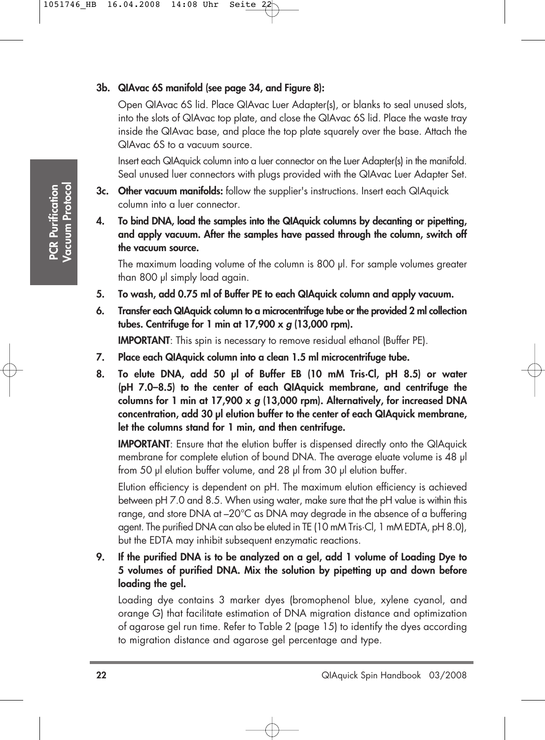**3b. QIAvac 6S manifold (see page 34, and Figure 8):**

Open QIAvac 6S lid. Place QIAvac Luer Adapter(s), or blanks to seal unused slots, into the slots of QIAvac top plate, and close the QIAvac 6S lid. Place the waste tray inside the QIAvac base, and place the top plate squarely over the base. Attach the QIAvac 6S to a vacuum source.

Insert each QIAquick column into a luer connector on the Luer Adapter(s) in the manifold. Seal unused luer connectors with plugs provided with the QIAvac Luer Adapter Set.

**3c. Other vacuum manifolds:** follow the supplier's instructions. Insert each QIAquick column into a luer connector.

**4. To bind DNA, load the samples into the QIAquick columns by decanting or pipetting, and apply vacuum. After the samples have passed through the column, switch off the vacuum source.**

The maximum loading volume of the column is 800 µl. For sample volumes greater than 800 µl simply load again.

**5. To wash, add 0.75 ml of Buffer PE to each QIAquick column and apply vacuum.**

**6. Transfer each QIAquick column to a microcentrifuge tube or the provided 2 ml collection tubes. Centrifuge for 1 min at 17,900 x *g* (13,000 rpm).**

**IMPORTANT**: This spin is necessary to remove residual ethanol (Buffer PE).

**7. Place each QIAquick column into a clean 1.5 ml microcentrifuge tube.**

**8. To elute DNA, add 50 µl of Buffer EB (10 mM Tris·Cl, pH 8.5) or water (pH 7.0–8.5) to the center of each QIAquick membrane, and centrifuge the columns for 1 min at 17,900 x *g* (13,000 rpm). Alternatively, for increased DNA concentration, add 30 µl elution buffer to the center of each QIAquick membrane, let the columns stand for 1 min, and then centrifuge.**

**IMPORTANT**: Ensure that the elution buffer is dispensed directly onto the QIAquick membrane for complete elution of bound DNA. The average eluate volume is 48 µl from 50 µl elution buffer volume, and 28 µl from 30 µl elution buffer.

Elution efficiency is dependent on pH. The maximum elution efficiency is achieved between pH 7.0 and 8.5. When using water, make sure that the pH value is within this range, and store DNA at –20°C as DNA may degrade in the absence of a buffering agent. The purified DNA can also be eluted in TE (10 mM Tris·Cl, 1 mM EDTA, pH 8.0), but the EDTA may inhibit subsequent enzymatic reactions.

**9. If the purified DNA is to be analyzed on a gel, add 1 volume of Loading Dye to 5 volumes of purified DNA. Mix the solution by pipetting up and down before loading the gel.**

Loading dye contains 3 marker dyes (bromophenol blue, xylene cyanol, and orange G) that facilitate estimation of DNA migration distance and optimization of agarose gel run time. Refer to Table 2 (page 15) to identify the dyes according to migration distance and agarose gel percentage and type.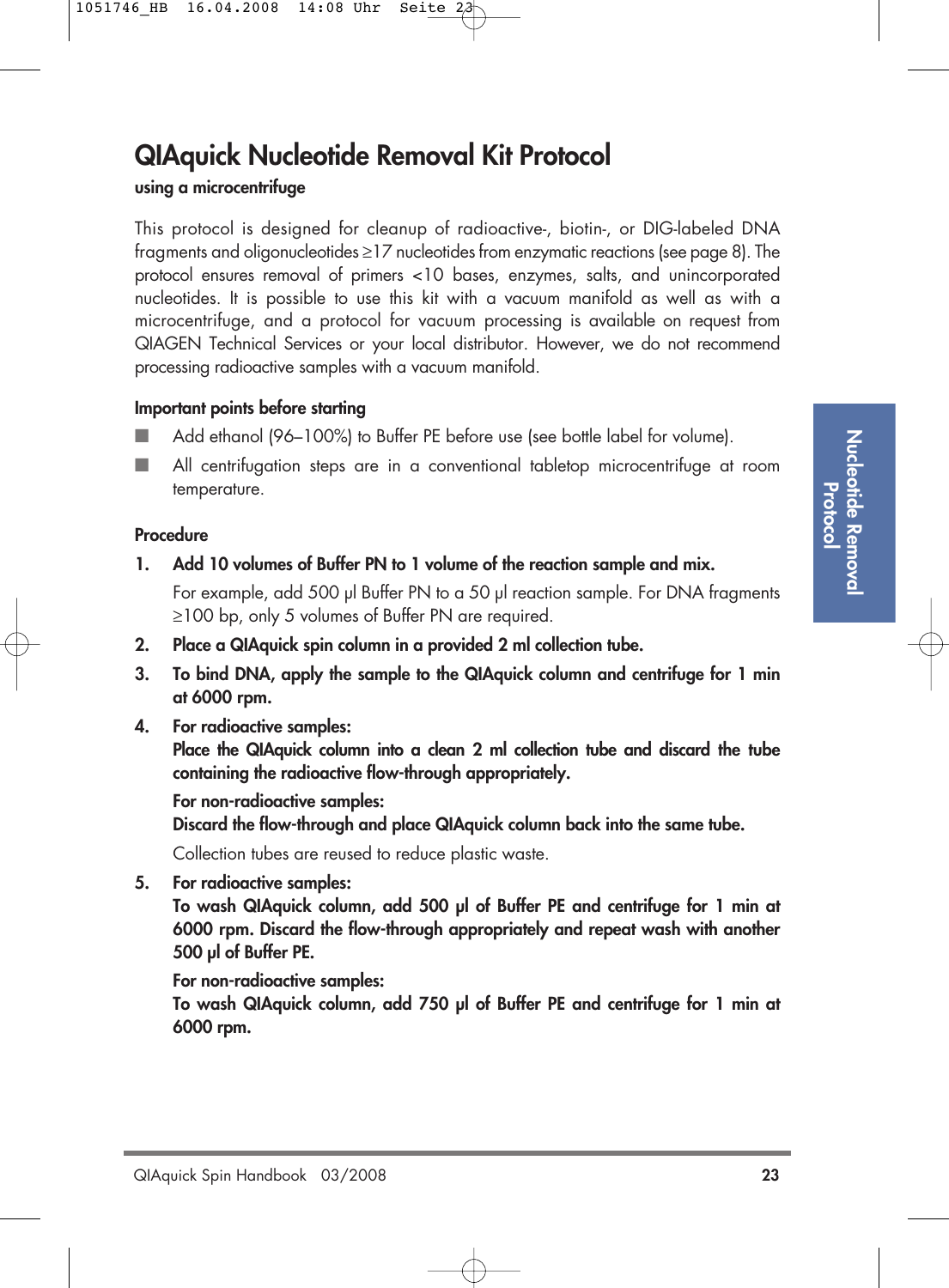# QIAquick Nucleotide Removal Kit Protocol

**using a microcentrifuge**

This protocol is designed for cleanup of radioactive-, biotin-, or DIG-labeled DNA fragments and oligonucleotides ≥17 nucleotides from enzymatic reactions (see page 8). The protocol ensures removal of primers <10 bases, enzymes, salts, and unincorporated nucleotides. It is possible to use this kit with a vacuum manifold as well as with a microcentrifuge, and a protocol for vacuum processing is available on request from QIAGEN Technical Services or your local distributor. However, we do not recommend processing radioactive samples with a vacuum manifold.

### Important points before starting

- Add ethanol (96–100%) to Buffer PE before use (see bottle label for volume).
- All centrifugation steps are in a conventional tabletop microcentrifuge at room temperature.

### Procedure

1. **Add 10 volumes of Buffer PN to 1 volume of the reaction sample and mix.**

   For example, add 500 µl Buffer PN to a 50 µl reaction sample. For DNA fragments ≥100 bp, only 5 volumes of Buffer PN are required.

2. **Place a QIAquick spin column in a provided 2 ml collection tube.**

3. **To bind DNA, apply the sample to the QIAquick column and centrifuge for 1 min at 6000 rpm.**

4. **For radioactive samples:**
   **Place the QIAquick column into a clean 2 ml collection tube and discard the tube containing the radioactive flow-through appropriately.**

   **For non-radioactive samples:**
   **Discard the flow-through and place QIAquick column back into the same tube.**

   Collection tubes are reused to reduce plastic waste.

5. **For radioactive samples:**
   **To wash QIAquick column, add 500 µl of Buffer PE and centrifuge for 1 min at 6000 rpm. Discard the flow-through appropriately and repeat wash with another 500 µl of Buffer PE.**

   **For non-radioactive samples:**
   **To wash QIAquick column, add 750 µl of Buffer PE and centrifuge for 1 min at 6000 rpm.**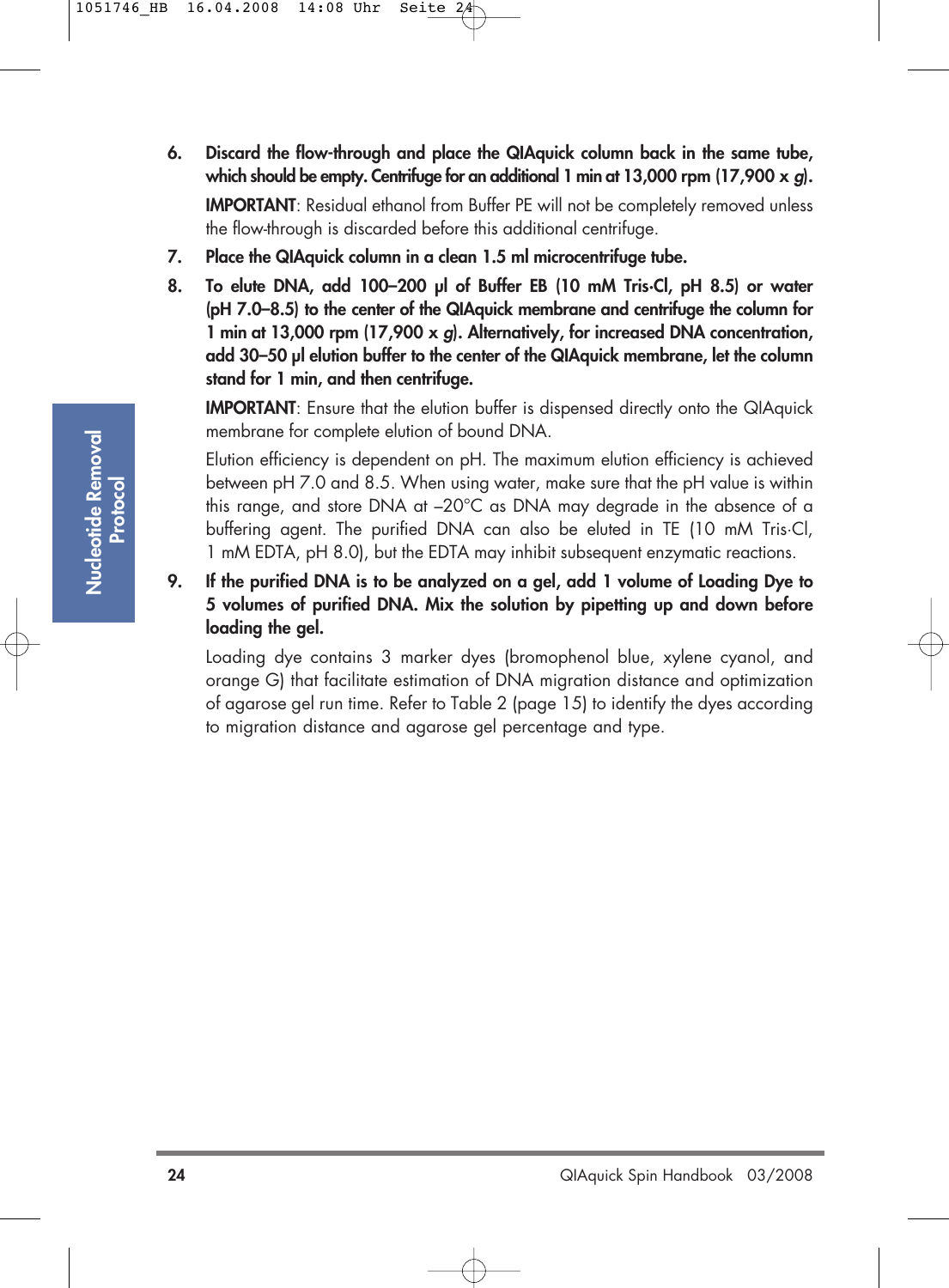6. **Discard the flow-through and place the QIAquick column back in the same tube, which should be empty. Centrifuge for an additional 1 min at 13,000 rpm (17,900 x *g*).**

   **IMPORTANT**: Residual ethanol from Buffer PE will not be completely removed unless the flow-through is discarded before this additional centrifuge.

7. **Place the QIAquick column in a clean 1.5 ml microcentrifuge tube.**

8. **To elute DNA, add 100–200 µl of Buffer EB (10 mM Tris·Cl, pH 8.5) or water (pH 7.0–8.5) to the center of the QIAquick membrane and centrifuge the column for 1 min at 13,000 rpm (17,900 x *g*). Alternatively, for increased DNA concentration, add 30–50 µl elution buffer to the center of the QIAquick membrane, let the column stand for 1 min, and then centrifuge.**

   **IMPORTANT**: Ensure that the elution buffer is dispensed directly onto the QIAquick membrane for complete elution of bound DNA.

   Elution efficiency is dependent on pH. The maximum elution efficiency is achieved between pH 7.0 and 8.5. When using water, make sure that the pH value is within this range, and store DNA at –20°C as DNA may degrade in the absence of a buffering agent. The purified DNA can also be eluted in TE (10 mM Tris·Cl, 1 mM EDTA, pH 8.0), but the EDTA may inhibit subsequent enzymatic reactions.

9. **If the purified DNA is to be analyzed on a gel, add 1 volume of Loading Dye to 5 volumes of purified DNA. Mix the solution by pipetting up and down before loading the gel.**

   Loading dye contains 3 marker dyes (bromophenol blue, xylene cyanol, and orange G) that facilitate estimation of DNA migration distance and optimization of agarose gel run time. Refer to Table 2 (page 15) to identify the dyes according to migration distance and agarose gel percentage and type.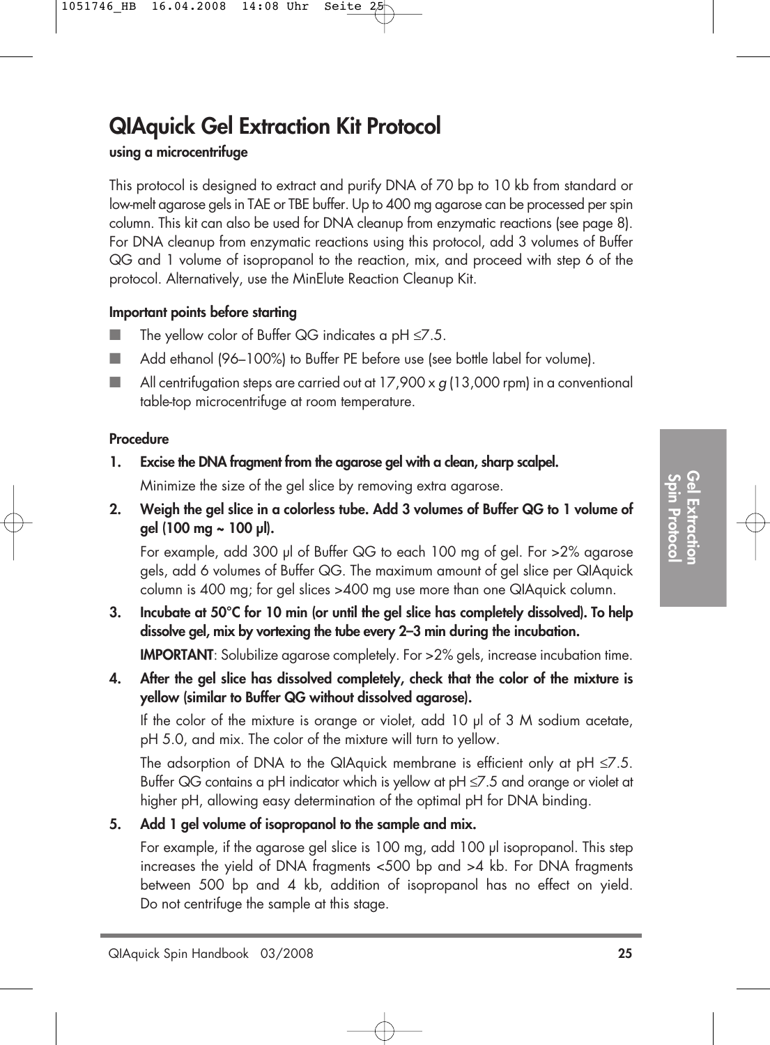# QIAquick Gel Extraction Kit Protocol

**using a microcentrifuge**

This protocol is designed to extract and purify DNA of 70 bp to 10 kb from standard or low-melt agarose gels in TAE or TBE buffer. Up to 400 mg agarose can be processed per spin column. This kit can also be used for DNA cleanup from enzymatic reactions (see page 8). For DNA cleanup from enzymatic reactions using this protocol, add 3 volumes of Buffer QG and 1 volume of isopropanol to the reaction, mix, and proceed with step 6 of the protocol. Alternatively, use the MinElute Reaction Cleanup Kit.

**Important points before starting**

- The yellow color of Buffer QG indicates a pH ≤7.5.
- Add ethanol (96–100%) to Buffer PE before use (see bottle label for volume).
- All centrifugation steps are carried out at 17,900 x *g* (13,000 rpm) in a conventional table-top microcentrifuge at room temperature.

**Procedure**

1. **Excise the DNA fragment from the agarose gel with a clean, sharp scalpel.**

   Minimize the size of the gel slice by removing extra agarose.

2. **Weigh the gel slice in a colorless tube. Add 3 volumes of Buffer QG to 1 volume of gel (100 mg ~ 100 µl).**

   For example, add 300 µl of Buffer QG to each 100 mg of gel. For >2% agarose gels, add 6 volumes of Buffer QG. The maximum amount of gel slice per QIAquick column is 400 mg; for gel slices >400 mg use more than one QIAquick column.

3. **Incubate at 50°C for 10 min (or until the gel slice has completely dissolved). To help dissolve gel, mix by vortexing the tube every 2–3 min during the incubation.**

   **IMPORTANT**: Solubilize agarose completely. For >2% gels, increase incubation time.

4. **After the gel slice has dissolved completely, check that the color of the mixture is yellow (similar to Buffer QG without dissolved agarose).**

   If the color of the mixture is orange or violet, add 10 µl of 3 M sodium acetate, pH 5.0, and mix. The color of the mixture will turn to yellow.

   The adsorption of DNA to the QIAquick membrane is efficient only at pH ≤7.5. Buffer QG contains a pH indicator which is yellow at pH ≤7.5 and orange or violet at higher pH, allowing easy determination of the optimal pH for DNA binding.

5. **Add 1 gel volume of isopropanol to the sample and mix.**

   For example, if the agarose gel slice is 100 mg, add 100 µl isopropanol. This step increases the yield of DNA fragments <500 bp and >4 kb. For DNA fragments between 500 bp and 4 kb, addition of isopropanol has no effect on yield. Do not centrifuge the sample at this stage.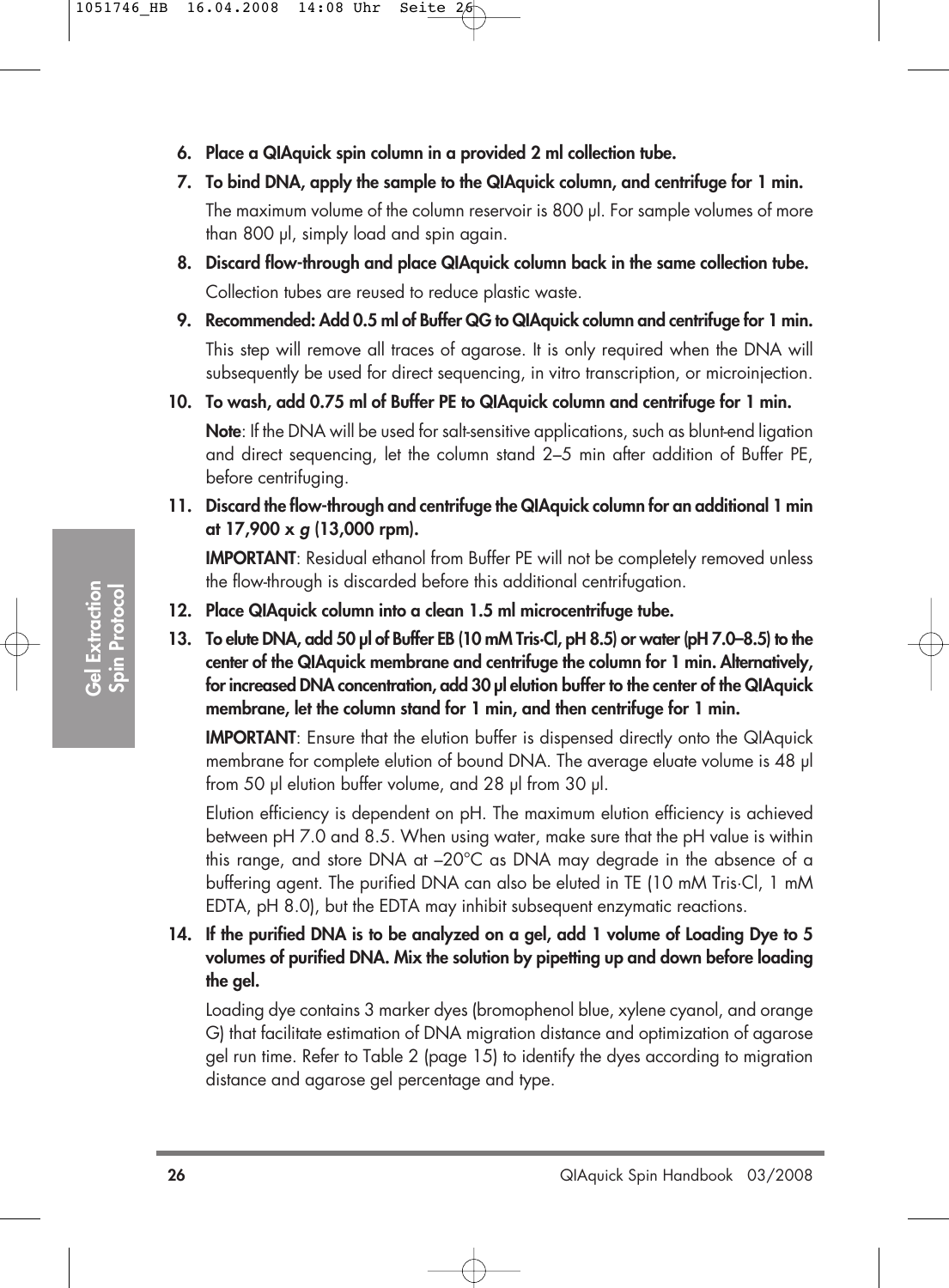6. **Place a QIAquick spin column in a provided 2 ml collection tube.**

7. **To bind DNA, apply the sample to the QIAquick column, and centrifuge for 1 min.**

   The maximum volume of the column reservoir is 800 µl. For sample volumes of more than 800 µl, simply load and spin again.

8. **Discard flow-through and place QIAquick column back in the same collection tube.**

   Collection tubes are reused to reduce plastic waste.

9. **Recommended: Add 0.5 ml of Buffer QG to QIAquick column and centrifuge for 1 min.**

   This step will remove all traces of agarose. It is only required when the DNA will subsequently be used for direct sequencing, in vitro transcription, or microinjection.

10. **To wash, add 0.75 ml of Buffer PE to QIAquick column and centrifuge for 1 min.**

    **Note**: If the DNA will be used for salt-sensitive applications, such as blunt-end ligation and direct sequencing, let the column stand 2–5 min after addition of Buffer PE, before centrifuging.

11. **Discard the flow-through and centrifuge the QIAquick column for an additional 1 min at 17,900 x *g* (13,000 rpm).**

    **IMPORTANT**: Residual ethanol from Buffer PE will not be completely removed unless the flow-through is discarded before this additional centrifugation.

12. **Place QIAquick column into a clean 1.5 ml microcentrifuge tube.**

13. **To elute DNA, add 50 µl of Buffer EB (10 mM Tris·Cl, pH 8.5) or water (pH 7.0–8.5) to the center of the QIAquick membrane and centrifuge the column for 1 min. Alternatively, for increased DNA concentration, add 30 µl elution buffer to the center of the QIAquick membrane, let the column stand for 1 min, and then centrifuge for 1 min.**

    **IMPORTANT**: Ensure that the elution buffer is dispensed directly onto the QIAquick membrane for complete elution of bound DNA. The average eluate volume is 48 µl from 50 µl elution buffer volume, and 28 µl from 30 µl.

    Elution efficiency is dependent on pH. The maximum elution efficiency is achieved between pH 7.0 and 8.5. When using water, make sure that the pH value is within this range, and store DNA at –20°C as DNA may degrade in the absence of a buffering agent. The purified DNA can also be eluted in TE (10 mM Tris·Cl, 1 mM EDTA, pH 8.0), but the EDTA may inhibit subsequent enzymatic reactions.

14. **If the purified DNA is to be analyzed on a gel, add 1 volume of Loading Dye to 5 volumes of purified DNA. Mix the solution by pipetting up and down before loading the gel.**

    Loading dye contains 3 marker dyes (bromophenol blue, xylene cyanol, and orange G) that facilitate estimation of DNA migration distance and optimization of agarose gel run time. Refer to Table 2 (page 15) to identify the dyes according to migration distance and agarose gel percentage and type.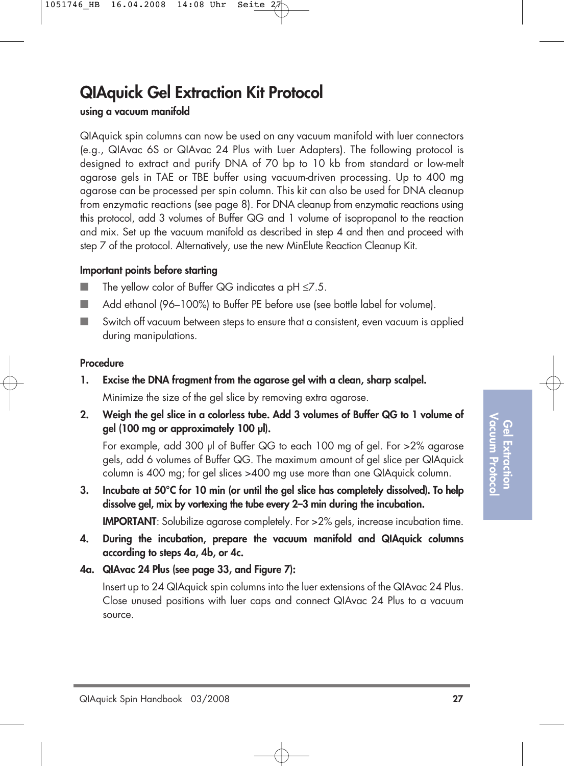# QIAquick Gel Extraction Kit Protocol

**using a vacuum manifold**

QIAquick spin columns can now be used on any vacuum manifold with luer connectors (e.g., QIAvac 6S or QIAvac 24 Plus with Luer Adapters). The following protocol is designed to extract and purify DNA of 70 bp to 10 kb from standard or low-melt agarose gels in TAE or TBE buffer using vacuum-driven processing. Up to 400 mg agarose can be processed per spin column. This kit can also be used for DNA cleanup from enzymatic reactions (see page 8). For DNA cleanup from enzymatic reactions using this protocol, add 3 volumes of Buffer QG and 1 volume of isopropanol to the reaction and mix. Set up the vacuum manifold as described in step 4 and then and proceed with step 7 of the protocol. Alternatively, use the new MinElute Reaction Cleanup Kit.

**Important points before starting**

- The yellow color of Buffer QG indicates a pH ≤7.5.
- Add ethanol (96–100%) to Buffer PE before use (see bottle label for volume).
- Switch off vacuum between steps to ensure that a consistent, even vacuum is applied during manipulations.

**Procedure**

1. **Excise the DNA fragment from the agarose gel with a clean, sharp scalpel.**

   Minimize the size of the gel slice by removing extra agarose.

2. **Weigh the gel slice in a colorless tube. Add 3 volumes of Buffer QG to 1 volume of gel (100 mg or approximately 100 µl).**

   For example, add 300 µl of Buffer QG to each 100 mg of gel. For >2% agarose gels, add 6 volumes of Buffer QG. The maximum amount of gel slice per QIAquick column is 400 mg; for gel slices >400 mg use more than one QIAquick column.

3. **Incubate at 50°C for 10 min (or until the gel slice has completely dissolved). To help dissolve gel, mix by vortexing the tube every 2–3 min during the incubation.**

   **IMPORTANT**: Solubilize agarose completely. For >2% gels, increase incubation time.

4. **During the incubation, prepare the vacuum manifold and QIAquick columns according to steps 4a, 4b, or 4c.**

**4a. QIAvac 24 Plus (see page 33, and Figure 7):**

Insert up to 24 QIAquick spin columns into the luer extensions of the QIAvac 24 Plus. Close unused positions with luer caps and connect QIAvac 24 Plus to a vacuum source.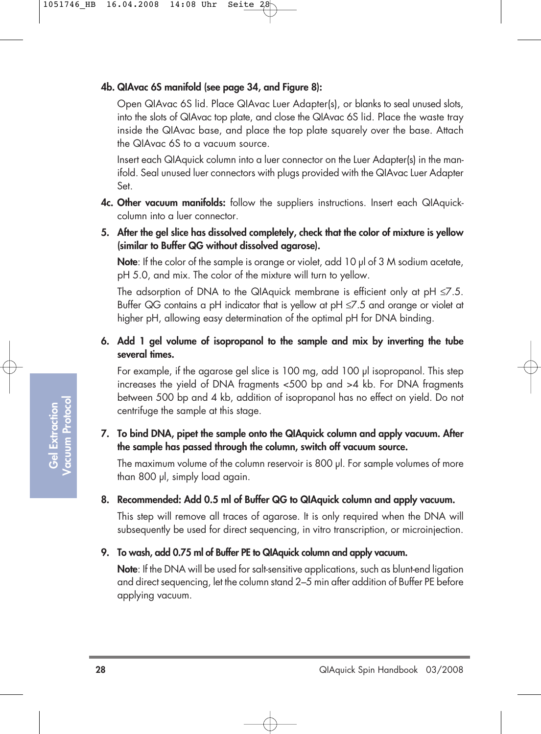**4b. QIAvac 6S manifold (see page 34, and Figure 8):**

Open QIAvac 6S lid. Place QIAvac Luer Adapter(s), or blanks to seal unused slots, into the slots of QIAvac top plate, and close the QIAvac 6S lid. Place the waste tray inside the QIAvac base, and place the top plate squarely over the base. Attach the QIAvac 6S to a vacuum source.

Insert each QIAquick column into a luer connector on the Luer Adapter(s) in the manifold. Seal unused luer connectors with plugs provided with the QIAvac Luer Adapter Set.

**4c. Other vacuum manifolds:** follow the suppliers instructions. Insert each QIAquick-column into a luer connector.

**5. After the gel slice has dissolved completely, check that the color of mixture is yellow (similar to Buffer QG without dissolved agarose).**

**Note**: If the color of the sample is orange or violet, add 10 µl of 3 M sodium acetate, pH 5.0, and mix. The color of the mixture will turn to yellow.

The adsorption of DNA to the QIAquick membrane is efficient only at pH $\leq$7.5. Buffer QG contains a pH indicator that is yellow at pH $\leq$7.5 and orange or violet at higher pH, allowing easy determination of the optimal pH for DNA binding.

**6. Add 1 gel volume of isopropanol to the sample and mix by inverting the tube several times.**

For example, if the agarose gel slice is 100 mg, add 100 µl isopropanol. This step increases the yield of DNA fragments <500 bp and >4 kb. For DNA fragments between 500 bp and 4 kb, addition of isopropanol has no effect on yield. Do not centrifuge the sample at this stage.

**7. To bind DNA, pipet the sample onto the QIAquick column and apply vacuum. After the sample has passed through the column, switch off vacuum source.**

The maximum volume of the column reservoir is 800 µl. For sample volumes of more than 800 µl, simply load again.

**8. Recommended: Add 0.5 ml of Buffer QG to QIAquick column and apply vacuum.**

This step will remove all traces of agarose. It is only required when the DNA will subsequently be used for direct sequencing, in vitro transcription, or microinjection.

**9. To wash, add 0.75 ml of Buffer PE to QIAquick column and apply vacuum.**

**Note**: If the DNA will be used for salt-sensitive applications, such as blunt-end ligation and direct sequencing, let the column stand 2–5 min after addition of Buffer PE before applying vacuum.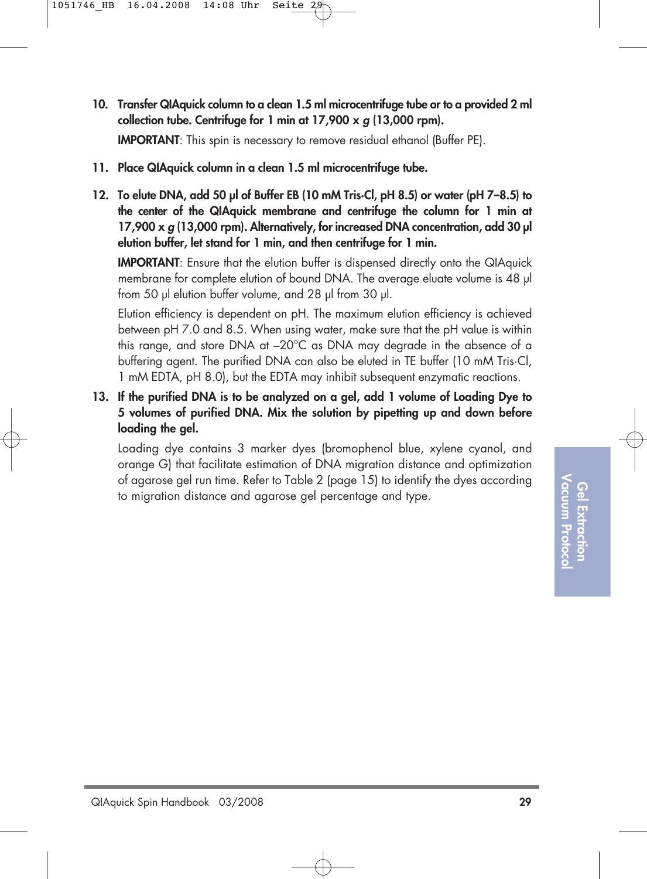10. **Transfer QIAquick column to a clean 1.5 ml microcentrifuge tube or to a provided 2 ml collection tube. Centrifuge for 1 min at 17,900 x *g* (13,000 rpm).**

    **IMPORTANT**: This spin is necessary to remove residual ethanol (Buffer PE).

11. **Place QIAquick column in a clean 1.5 ml microcentrifuge tube.**

12. **To elute DNA, add 50 µl of Buffer EB (10 mM Tris·Cl, pH 8.5) or water (pH 7–8.5) to the center of the QIAquick membrane and centrifuge the column for 1 min at 17,900 x *g* (13,000 rpm). Alternatively, for increased DNA concentration, add 30 µl elution buffer, let stand for 1 min, and then centrifuge for 1 min.**

    **IMPORTANT**: Ensure that the elution buffer is dispensed directly onto the QIAquick membrane for complete elution of bound DNA. The average eluate volume is 48 µl from 50 µl elution buffer volume, and 28 µl from 30 µl.

    Elution efficiency is dependent on pH. The maximum elution efficiency is achieved between pH 7.0 and 8.5. When using water, make sure that the pH value is within this range, and store DNA at –20°C as DNA may degrade in the absence of a buffering agent. The purified DNA can also be eluted in TE buffer (10 mM Tris·Cl, 1 mM EDTA, pH 8.0), but the EDTA may inhibit subsequent enzymatic reactions.

13. **If the purified DNA is to be analyzed on a gel, add 1 volume of Loading Dye to 5 volumes of purified DNA. Mix the solution by pipetting up and down before loading the gel.**

    Loading dye contains 3 marker dyes (bromophenol blue, xylene cyanol, and orange G) that facilitate estimation of DNA migration distance and optimization of agarose gel run time. Refer to Table 2 (page 15) to identify the dyes according to migration distance and agarose gel percentage and type.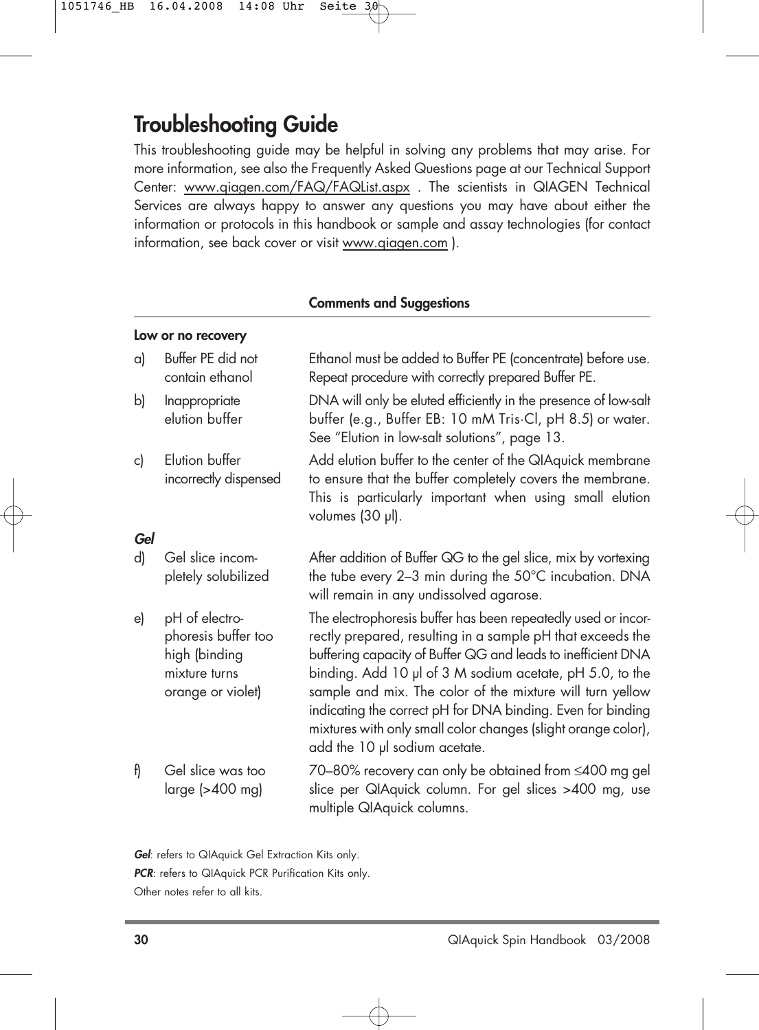# Troubleshooting Guide

This troubleshooting guide may be helpful in solving any problems that may arise. For more information, see also the Frequently Asked Questions page at our Technical Support Center: www.qiagen.com/FAQ/FAQList.aspx . The scientists in QIAGEN Technical Services are always happy to answer any questions you may have about either the information or protocols in this handbook or sample and assay technologies (for contact information, see back cover or visit www.qiagen.com ).

| | | Comments and Suggestions |
|---|---|---|
| **Low or no recovery** | | |
| a) | Buffer PE did not contain ethanol | Ethanol must be added to Buffer PE (concentrate) before use. Repeat procedure with correctly prepared Buffer PE. |
| b) | Inappropriate elution buffer | DNA will only be eluted efficiently in the presence of low-salt buffer (e.g., Buffer EB: 10 mM Tris·Cl, pH 8.5) or water. See "Elution in low-salt solutions", page 13. |
| c) | Elution buffer incorrectly dispensed | Add elution buffer to the center of the QIAquick membrane to ensure that the buffer completely covers the membrane. This is particularly important when using small elution volumes (30 µl). |
| ***Gel*** | | |
| d) | Gel slice incompletely solubilized | After addition of Buffer QG to the gel slice, mix by vortexing the tube every 2–3 min during the 50°C incubation. DNA will remain in any undissolved agarose. |
| e) | pH of electrophoresis buffer too high (binding mixture turns orange or violet) | The electrophoresis buffer has been repeatedly used or incorrectly prepared, resulting in a sample pH that exceeds the buffering capacity of Buffer QG and leads to inefficient DNA binding. Add 10 µl of 3 M sodium acetate, pH 5.0, to the sample and mix. The color of the mixture will turn yellow indicating the correct pH for DNA binding. Even for binding mixtures with only small color changes (slight orange color), add the 10 µl sodium acetate. |
| f) | Gel slice was too large (>400 mg) | 70–80% recovery can only be obtained from ≤400 mg gel slice per QIAquick column. For gel slices >400 mg, use multiple QIAquick columns. |

***Gel***: refers to QIAquick Gel Extraction Kits only.
***PCR***: refers to QIAquick PCR Purification Kits only.
Other notes refer to all kits.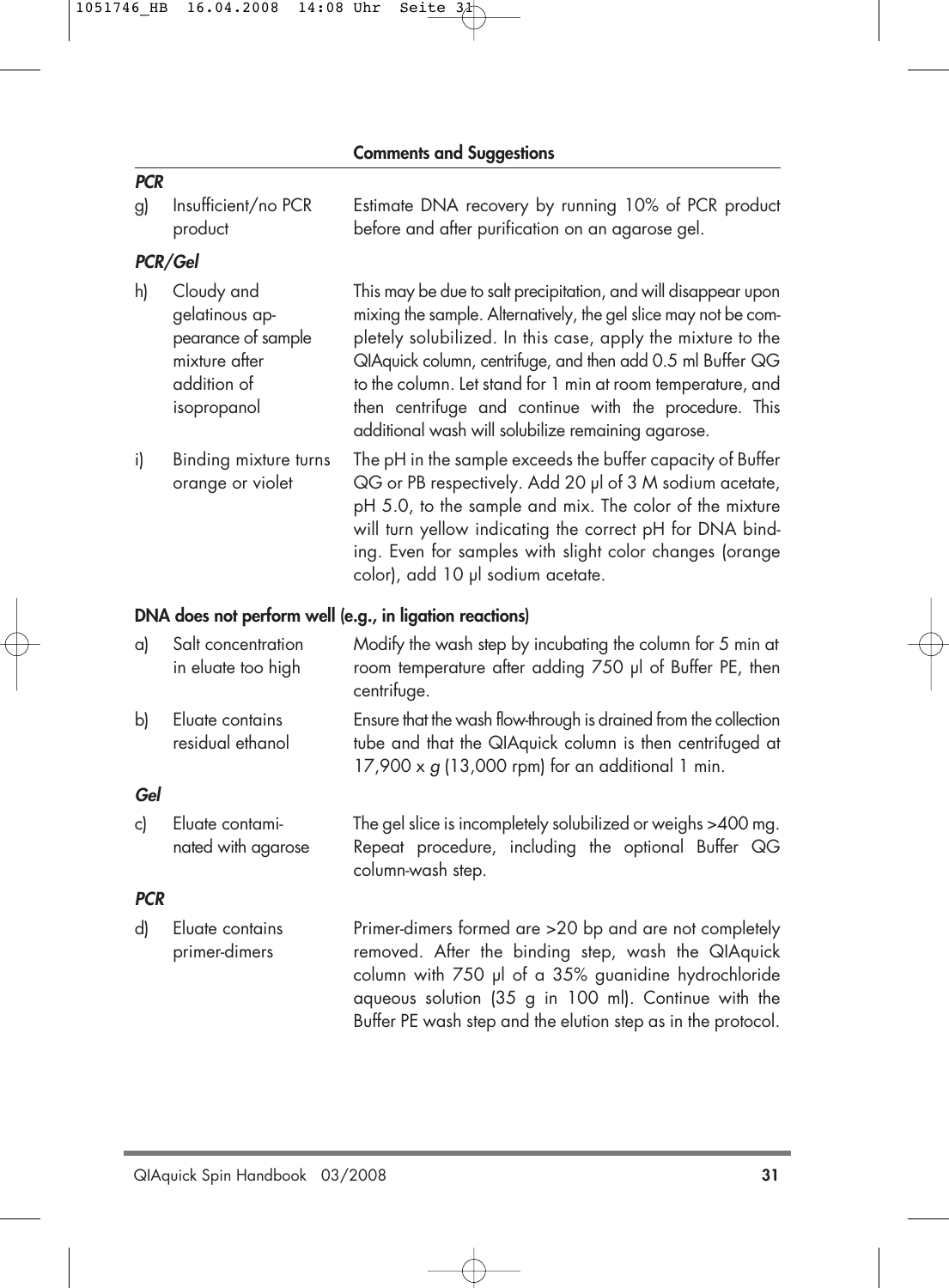| | | Comments and Suggestions |
|---|---|---|
| ***PCR*** | | |
| g) | Insufficient/no PCR product | Estimate DNA recovery by running 10% of PCR product before and after purification on an agarose gel. |
| ***PCR/Gel*** | | |
| h) | Cloudy and gelatinous appearance of sample mixture after addition of isopropanol | This may be due to salt precipitation, and will disappear upon mixing the sample. Alternatively, the gel slice may not be completely solubilized. In this case, apply the mixture to the QIAquick column, centrifuge, and then add 0.5 ml Buffer QG to the column. Let stand for 1 min at room temperature, and then centrifuge and continue with the procedure. This additional wash will solubilize remaining agarose. |
| i) | Binding mixture turns orange or violet | The pH in the sample exceeds the buffer capacity of Buffer QG or PB respectively. Add 20 µl of 3 M sodium acetate, pH 5.0, to the sample and mix. The color of the mixture will turn yellow indicating the correct pH for DNA binding. Even for samples with slight color changes (orange color), add 10 µl sodium acetate. |

**DNA does not perform well (e.g., in ligation reactions)**

| | | |
|---|---|---|
| a) | Salt concentration in eluate too high | Modify the wash step by incubating the column for 5 min at room temperature after adding 750 µl of Buffer PE, then centrifuge. |
| b) | Eluate contains residual ethanol | Ensure that the wash flow-through is drained from the collection tube and that the QIAquick column is then centrifuged at 17,900 x *g* (13,000 rpm) for an additional 1 min. |
| ***Gel*** | | |
| c) | Eluate contaminated with agarose | The gel slice is incompletely solubilized or weighs >400 mg. Repeat procedure, including the optional Buffer QG column-wash step. |
| ***PCR*** | | |
| d) | Eluate contains primer-dimers | Primer-dimers formed are >20 bp and are not completely removed. After the binding step, wash the QIAquick column with 750 µl of a 35% guanidine hydrochloride aqueous solution (35 g in 100 ml). Continue with the Buffer PE wash step and the elution step as in the protocol. |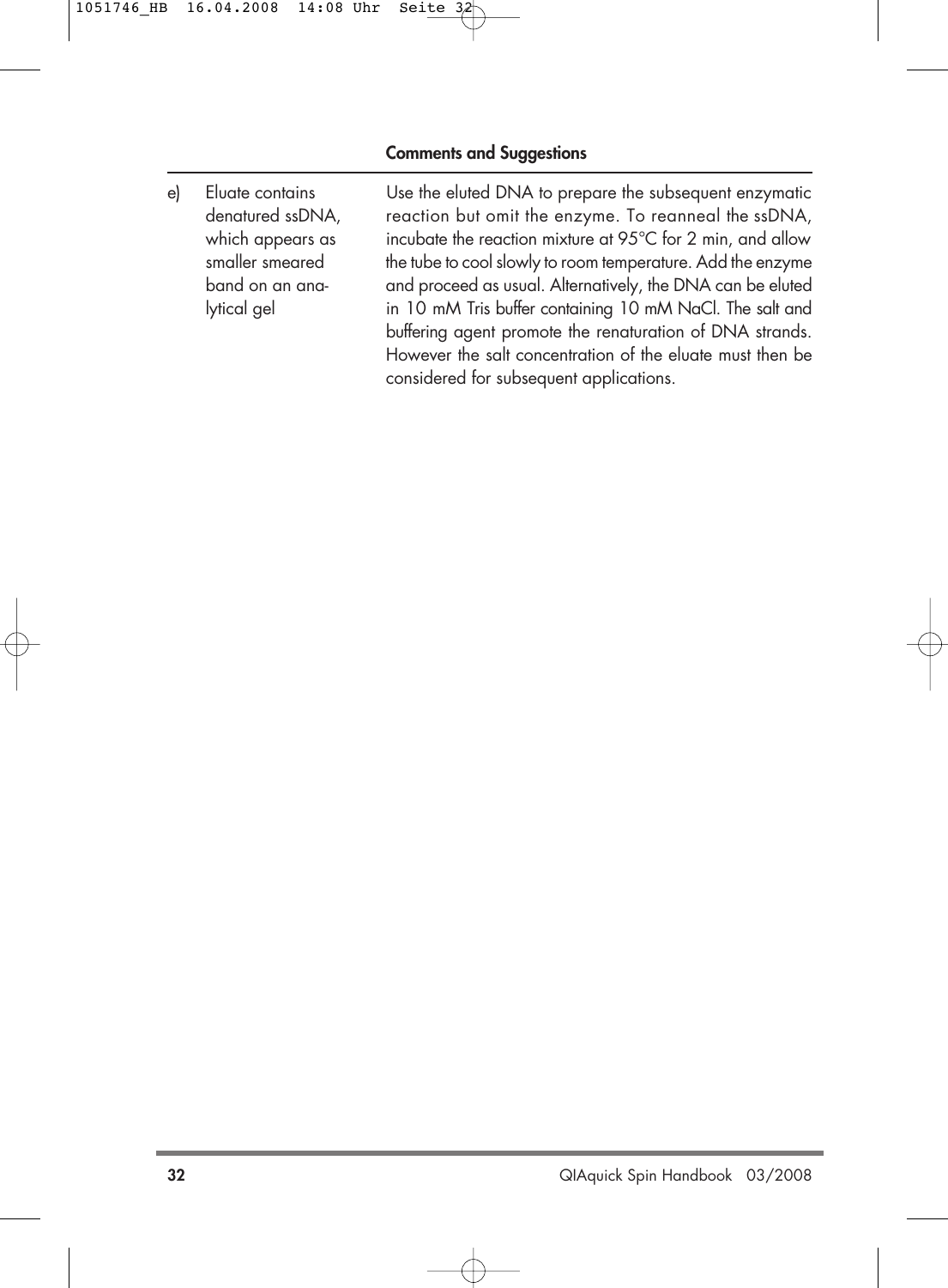| | | Comments and Suggestions |
|---|---|---|
| e) | Eluate contains denatured ssDNA, which appears as smaller smeared band on an analytical gel | Use the eluted DNA to prepare the subsequent enzymatic reaction but omit the enzyme. To reanneal the ssDNA, incubate the reaction mixture at 95°C for 2 min, and allow the tube to cool slowly to room temperature. Add the enzyme and proceed as usual. Alternatively, the DNA can be eluted in 10 mM Tris buffer containing 10 mM NaCl. The salt and buffering agent promote the renaturation of DNA strands. However the salt concentration of the eluate must then be considered for subsequent applications. |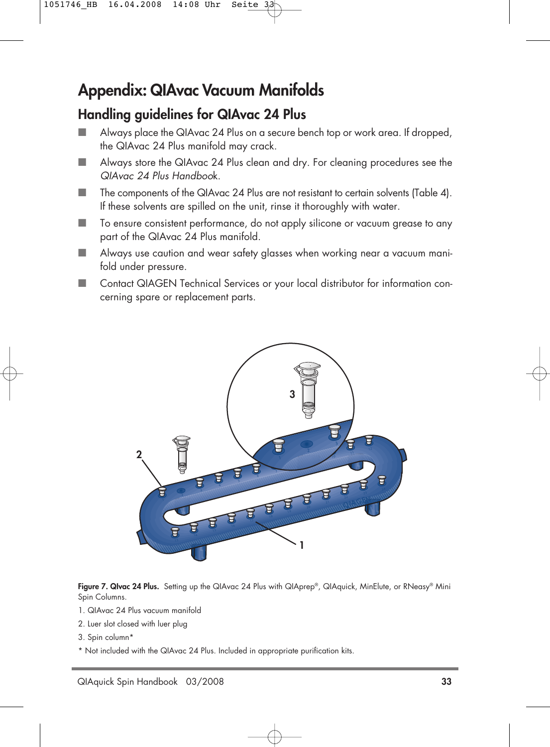# Appendix: QIAvac Vacuum Manifolds

## Handling guidelines for QIAvac 24 Plus

- Always place the QIAvac 24 Plus on a secure bench top or work area. If dropped, the QIAvac 24 Plus manifold may crack.
- Always store the QIAvac 24 Plus clean and dry. For cleaning procedures see the *QIAvac 24 Plus Handbook*.
- The components of the QIAvac 24 Plus are not resistant to certain solvents (Table 4). If these solvents are spilled on the unit, rinse it thoroughly with water.
- To ensure consistent performance, do not apply silicone or vacuum grease to any part of the QIAvac 24 Plus manifold.
- Always use caution and wear safety glasses when working near a vacuum manifold under pressure.
- Contact QIAGEN Technical Services or your local distributor for information concerning spare or replacement parts.

**Figure 7. QIvac 24 Plus.** Setting up the QIAvac 24 Plus with QIAprep®, QIAquick, MinElute, or RNeasy® Mini Spin Columns.

1. QIAvac 24 Plus vacuum manifold
2. Luer slot closed with luer plug
3. Spin column*

\* Not included with the QIAvac 24 Plus. Included in appropriate purification kits.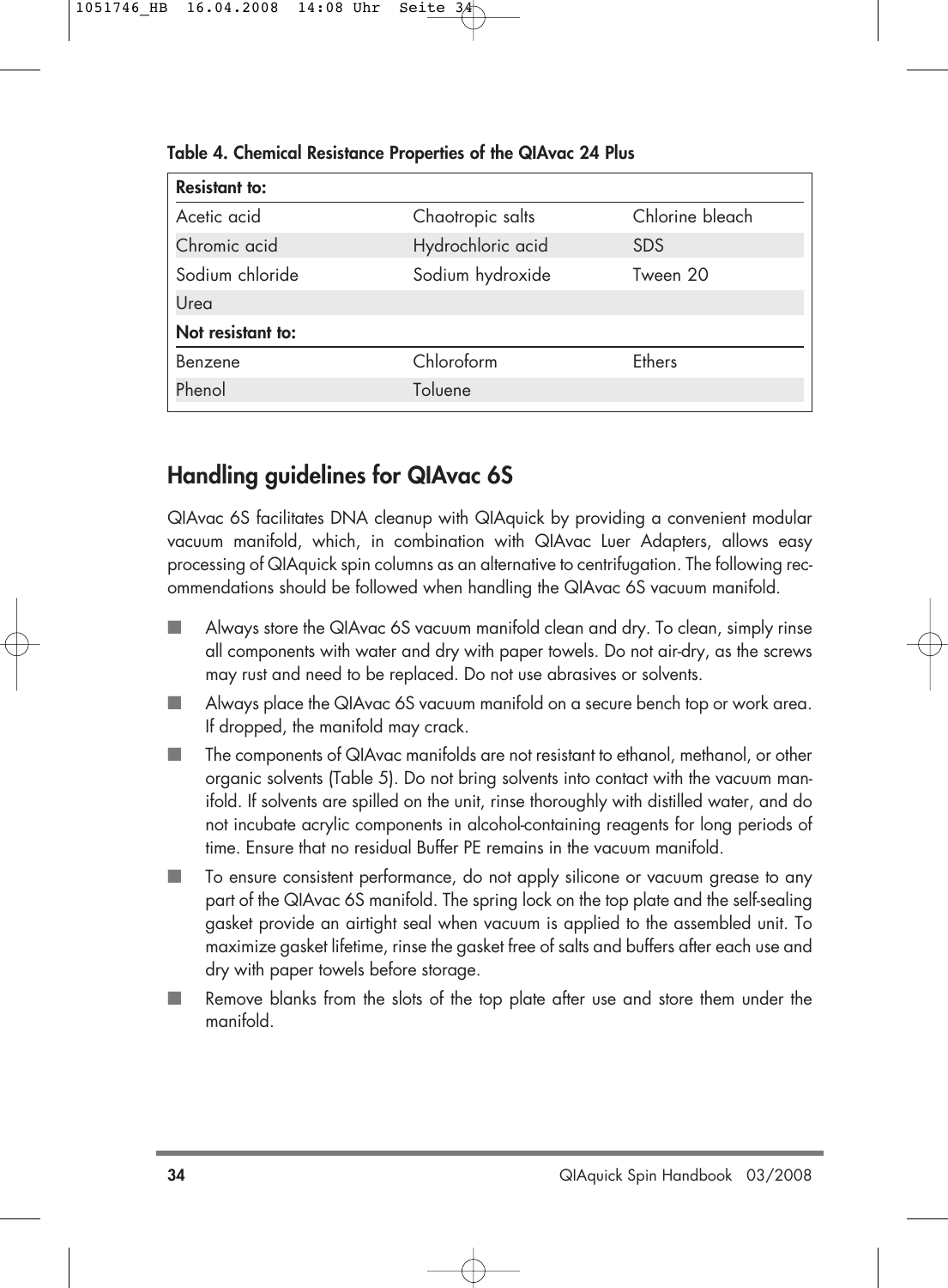**Table 4. Chemical Resistance Properties of the QIAvac 24 Plus**

| **Resistant to:** | | |
|---|---|---|
| Acetic acid | Chaotropic salts | Chlorine bleach |
| Chromic acid | Hydrochloric acid | SDS |
| Sodium chloride | Sodium hydroxide | Tween 20 |
| Urea | | |
| **Not resistant to:** | | |
| Benzene | Chloroform | Ethers |
| Phenol | Toluene | |

## Handling guidelines for QIAvac 6S

QIAvac 6S facilitates DNA cleanup with QIAquick by providing a convenient modular vacuum manifold, which, in combination with QIAvac Luer Adapters, allows easy processing of QIAquick spin columns as an alternative to centrifugation. The following recommendations should be followed when handling the QIAvac 6S vacuum manifold.

- Always store the QIAvac 6S vacuum manifold clean and dry. To clean, simply rinse all components with water and dry with paper towels. Do not air-dry, as the screws may rust and need to be replaced. Do not use abrasives or solvents.
- Always place the QIAvac 6S vacuum manifold on a secure bench top or work area. If dropped, the manifold may crack.
- The components of QIAvac manifolds are not resistant to ethanol, methanol, or other organic solvents (Table 5). Do not bring solvents into contact with the vacuum manifold. If solvents are spilled on the unit, rinse thoroughly with distilled water, and do not incubate acrylic components in alcohol-containing reagents for long periods of time. Ensure that no residual Buffer PE remains in the vacuum manifold.
- To ensure consistent performance, do not apply silicone or vacuum grease to any part of the QIAvac 6S manifold. The spring lock on the top plate and the self-sealing gasket provide an airtight seal when vacuum is applied to the assembled unit. To maximize gasket lifetime, rinse the gasket free of salts and buffers after each use and dry with paper towels before storage.
- Remove blanks from the slots of the top plate after use and store them under the manifold.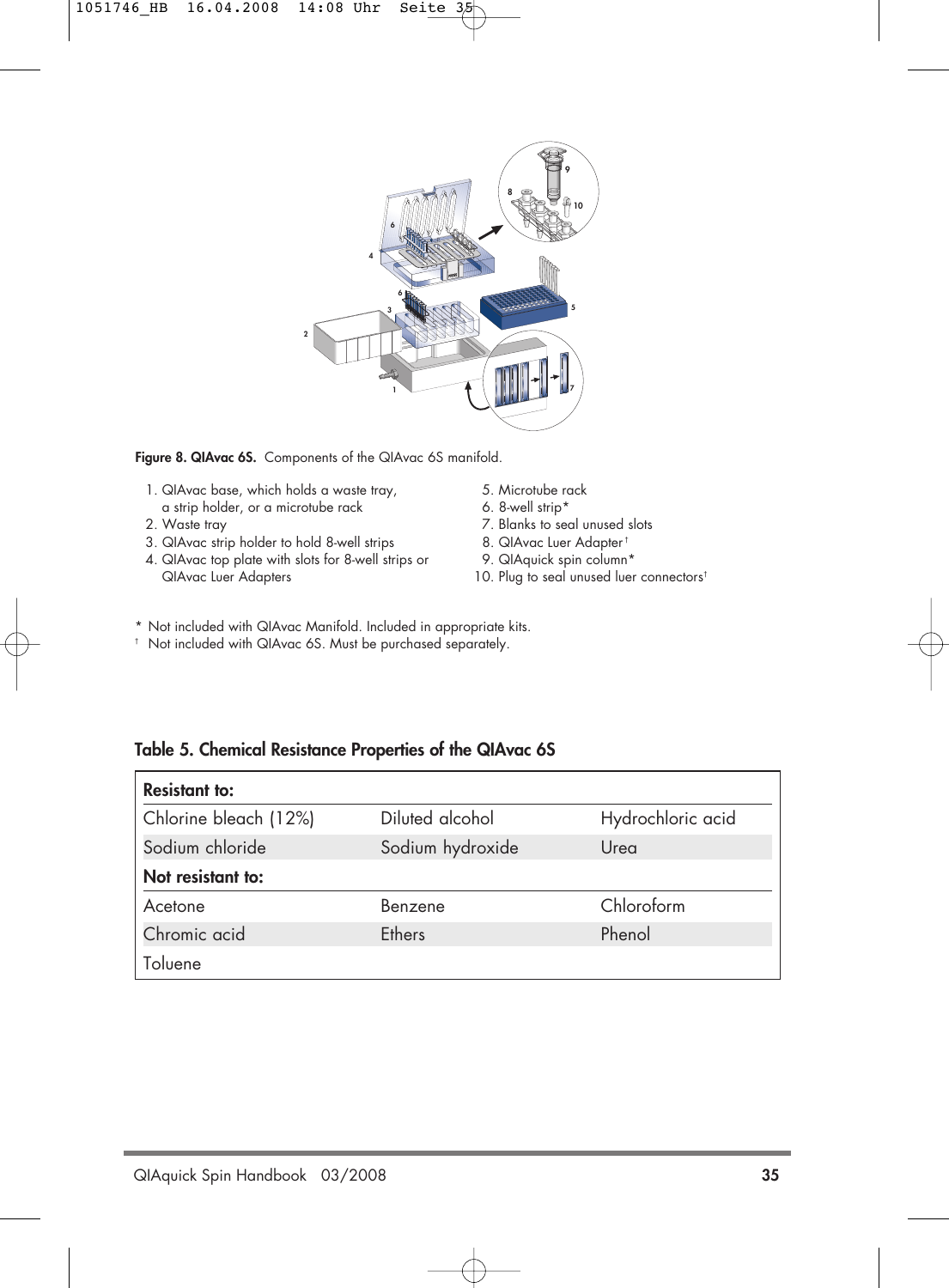**Figure 8. QIAvac 6S.** Components of the QIAvac 6S manifold.

1. QIAvac base, which holds a waste tray, a strip holder, or a microtube rack
2. Waste tray
3. QIAvac strip holder to hold 8-well strips
4. QIAvac top plate with slots for 8-well strips or QIAvac Luer Adapters
5. Microtube rack
6. 8-well strip*
7. Blanks to seal unused slots
8. QIAvac Luer Adapter†
9. QIAquick spin column*
10. Plug to seal unused luer connectors†

\* Not included with QIAvac Manifold. Included in appropriate kits.

† Not included with QIAvac 6S. Must be purchased separately.

**Table 5. Chemical Resistance Properties of the QIAvac 6S**

| **Resistant to:** | | |
|---|---|---|
| Chlorine bleach (12%) | Diluted alcohol | Hydrochloric acid |
| Sodium chloride | Sodium hydroxide | Urea |
| **Not resistant to:** | | |
| Acetone | Benzene | Chloroform |
| Chromic acid | Ethers | Phenol |
| Toluene | | |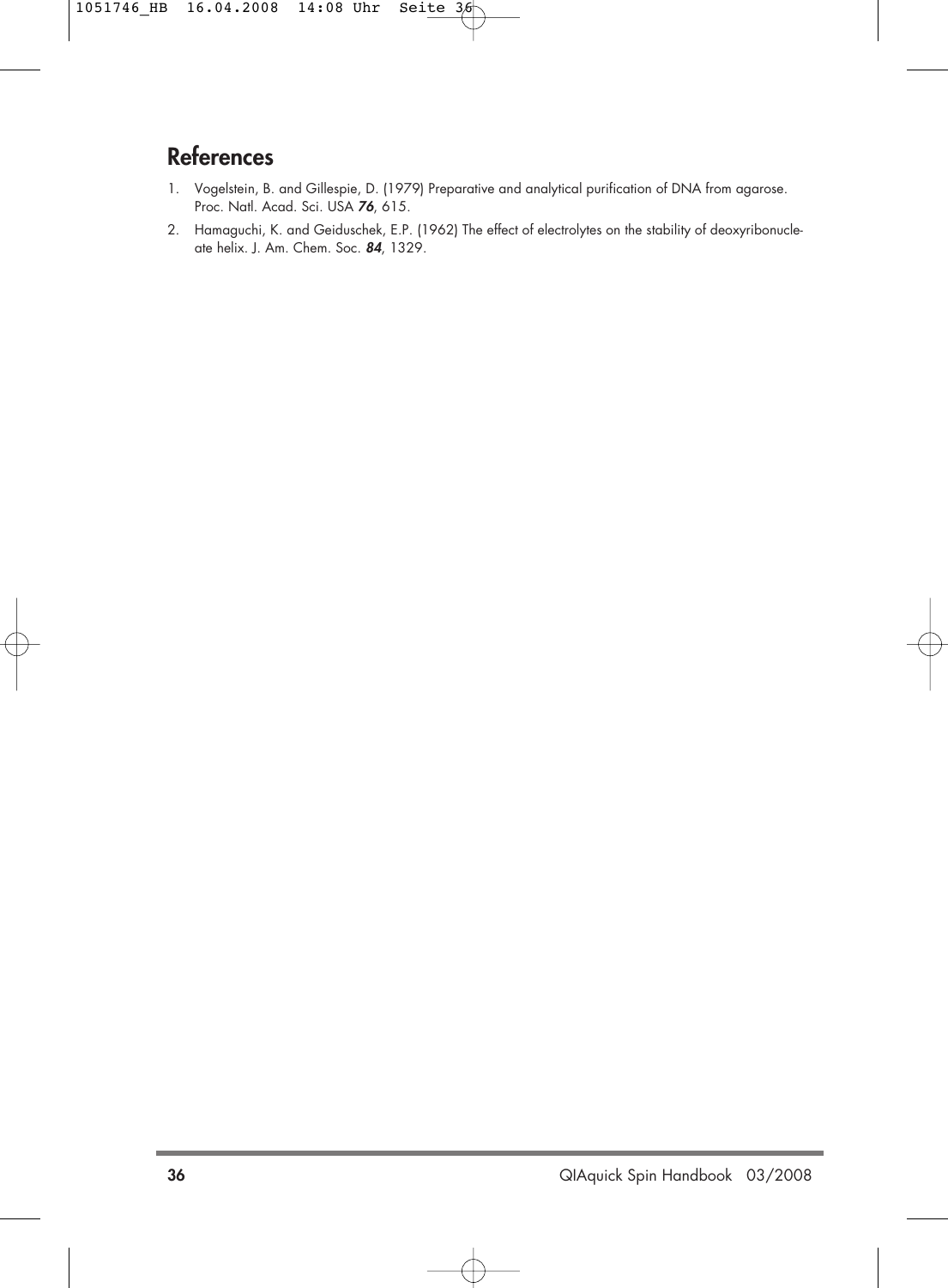## References

1. Vogelstein, B. and Gillespie, D. (1979) Preparative and analytical purification of DNA from agarose. Proc. Natl. Acad. Sci. USA ***76***, 615.
2. Hamaguchi, K. and Geiduschek, E.P. (1962) The effect of electrolytes on the stability of deoxyribonucleate helix. J. Am. Chem. Soc. ***84***, 1329.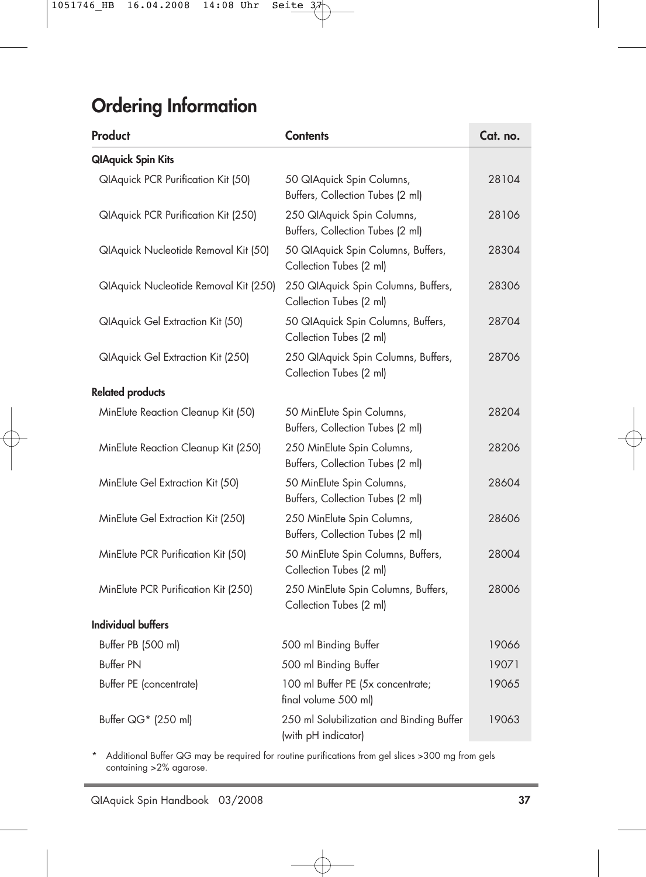# Ordering Information

| Product | Contents | Cat. no. |
|---|---|---|
| **QIAquick Spin Kits** | | |
| QIAquick PCR Purification Kit (50) | 50 QIAquick Spin Columns, Buffers, Collection Tubes (2 ml) | 28104 |
| QIAquick PCR Purification Kit (250) | 250 QIAquick Spin Columns, Buffers, Collection Tubes (2 ml) | 28106 |
| QIAquick Nucleotide Removal Kit (50) | 50 QIAquick Spin Columns, Buffers, Collection Tubes (2 ml) | 28304 |
| QIAquick Nucleotide Removal Kit (250) | 250 QIAquick Spin Columns, Buffers, Collection Tubes (2 ml) | 28306 |
| QIAquick Gel Extraction Kit (50) | 50 QIAquick Spin Columns, Buffers, Collection Tubes (2 ml) | 28704 |
| QIAquick Gel Extraction Kit (250) | 250 QIAquick Spin Columns, Buffers, Collection Tubes (2 ml) | 28706 |
| **Related products** | | |
| MinElute Reaction Cleanup Kit (50) | 50 MinElute Spin Columns, Buffers, Collection Tubes (2 ml) | 28204 |
| MinElute Reaction Cleanup Kit (250) | 250 MinElute Spin Columns, Buffers, Collection Tubes (2 ml) | 28206 |
| MinElute Gel Extraction Kit (50) | 50 MinElute Spin Columns, Buffers, Collection Tubes (2 ml) | 28604 |
| MinElute Gel Extraction Kit (250) | 250 MinElute Spin Columns, Buffers, Collection Tubes (2 ml) | 28606 |
| MinElute PCR Purification Kit (50) | 50 MinElute Spin Columns, Buffers, Collection Tubes (2 ml) | 28004 |
| MinElute PCR Purification Kit (250) | 250 MinElute Spin Columns, Buffers, Collection Tubes (2 ml) | 28006 |
| **Individual buffers** | | |
| Buffer PB (500 ml) | 500 ml Binding Buffer | 19066 |
| Buffer PN | 500 ml Binding Buffer | 19071 |
| Buffer PE (concentrate) | 100 ml Buffer PE (5x concentrate; final volume 500 ml) | 19065 |
| Buffer QG* (250 ml) | 250 ml Solubilization and Binding Buffer (with pH indicator) | 19063 |

\* Additional Buffer QG may be required for routine purifications from gel slices >300 mg from gels containing >2% agarose.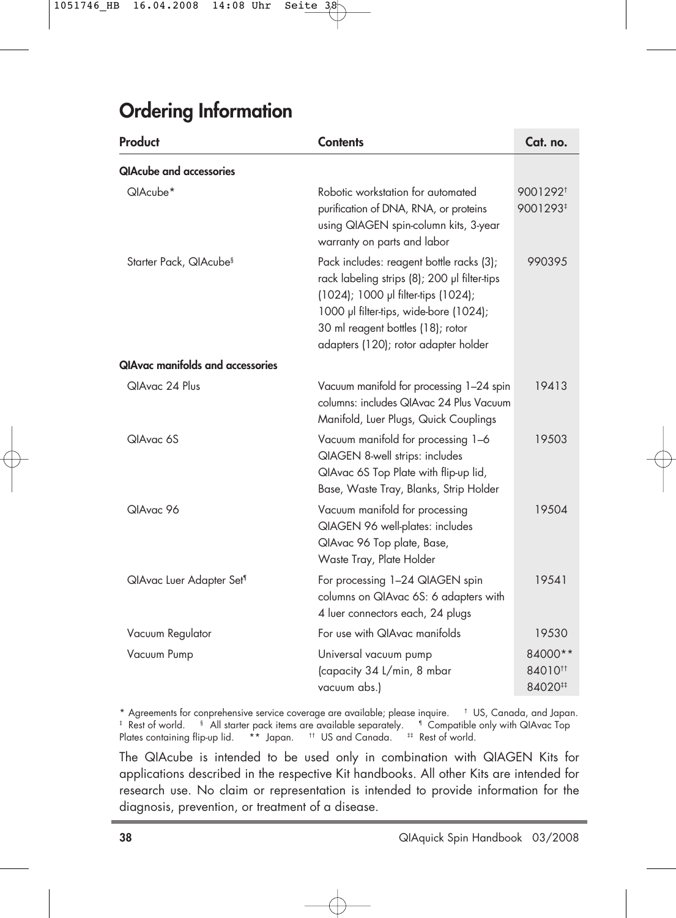# Ordering Information

| Product | Contents | Cat. no. |
|---|---|---|
| **QIAcube and accessories** | | |
| QIAcube* | Robotic workstation for automated purification of DNA, RNA, or proteins using QIAGEN spin-column kits, 3-year warranty on parts and labor | 9001292† 9001293‡ |
| Starter Pack, QIAcube§ | Pack includes: reagent bottle racks (3); rack labeling strips (8); 200 µl filter-tips (1024); 1000 µl filter-tips (1024); 1000 µl filter-tips, wide-bore (1024); 30 ml reagent bottles (18); rotor adapters (120); rotor adapter holder | 990395 |
| **QIAvac manifolds and accessories** | | |
| QIAvac 24 Plus | Vacuum manifold for processing 1–24 spin columns: includes QIAvac 24 Plus Vacuum Manifold, Luer Plugs, Quick Couplings | 19413 |
| QIAvac 6S | Vacuum manifold for processing 1–6 QIAGEN 8-well strips: includes QIAvac 6S Top Plate with flip-up lid, Base, Waste Tray, Blanks, Strip Holder | 19503 |
| QIAvac 96 | Vacuum manifold for processing QIAGEN 96 well-plates: includes QIAvac 96 Top plate, Base, Waste Tray, Plate Holder | 19504 |
| QIAvac Luer Adapter Set¶ | For processing 1–24 QIAGEN spin columns on QIAvac 6S: 6 adapters with 4 luer connectors each, 24 plugs | 19541 |
| Vacuum Regulator | For use with QIAvac manifolds | 19530 |
| Vacuum Pump | Universal vacuum pump (capacity 34 L/min, 8 mbar vacuum abs.) | 84000** 84010†† 84020‡‡ |

\* Agreements for conprehensive service coverage are available; please inquire. † US, Canada, and Japan. ‡ Rest of world. § All starter pack items are available separately. ¶ Compatible only with QIAvac Top Plates containing flip-up lid. ** Japan. †† US and Canada. ‡‡ Rest of world.

The QIAcube is intended to be used only in combination with QIAGEN Kits for applications described in the respective Kit handbooks. All other Kits are intended for research use. No claim or representation is intended to provide information for the diagnosis, prevention, or treatment of a disease.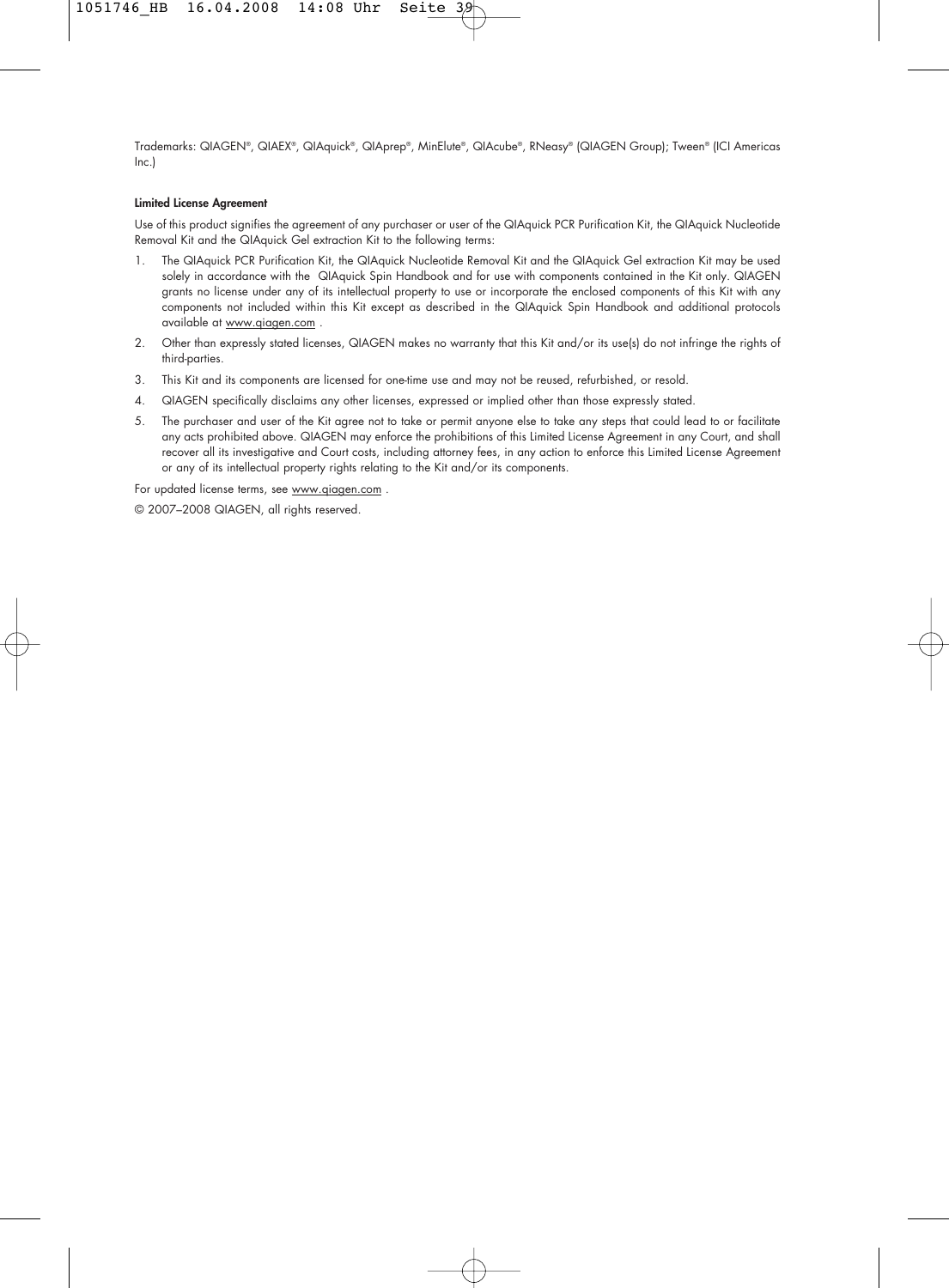Trademarks: QIAGEN®, QIAEX®, QIAquick®, QIAprep®, MinElute®, QIAcube®, RNeasy® (QIAGEN Group); Tween® (ICI Americas Inc.)

**Limited License Agreement**

Use of this product signifies the agreement of any purchaser or user of the QIAquick PCR Purification Kit, the QIAquick Nucleotide Removal Kit and the QIAquick Gel extraction Kit to the following terms:

1. The QIAquick PCR Purification Kit, the QIAquick Nucleotide Removal Kit and the QIAquick Gel extraction Kit may be used solely in accordance with the QIAquick Spin Handbook and for use with components contained in the Kit only. QIAGEN grants no license under any of its intellectual property to use or incorporate the enclosed components of this Kit with any components not included within this Kit except as described in the QIAquick Spin Handbook and additional protocols available at www.qiagen.com .
2. Other than expressly stated licenses, QIAGEN makes no warranty that this Kit and/or its use(s) do not infringe the rights of third-parties.
3. This Kit and its components are licensed for one-time use and may not be reused, refurbished, or resold.
4. QIAGEN specifically disclaims any other licenses, expressed or implied other than those expressly stated.
5. The purchaser and user of the Kit agree not to take or permit anyone else to take any steps that could lead to or facilitate any acts prohibited above. QIAGEN may enforce the prohibitions of this Limited License Agreement in any Court, and shall recover all its investigative and Court costs, including attorney fees, in any action to enforce this Limited License Agreement or any of its intellectual property rights relating to the Kit and/or its components.

For updated license terms, see www.qiagen.com .

© 2007–2008 QIAGEN, all rights reserved.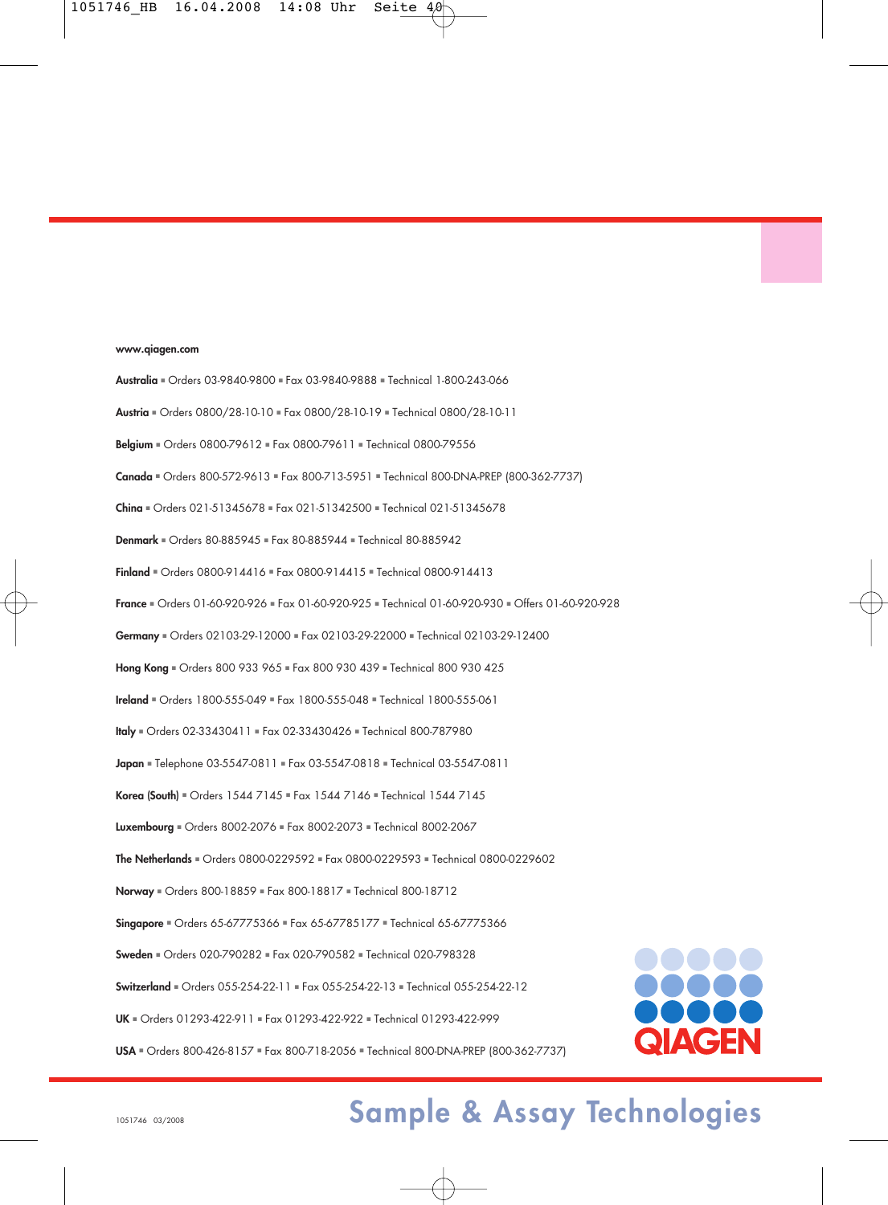www.qiagen.com

**Australia** ▪ Orders 03-9840-9800 ▪ Fax 03-9840-9888 ▪ Technical 1-800-243-066

**Austria** ▪ Orders 0800/28-10-10 ▪ Fax 0800/28-10-19 ▪ Technical 0800/28-10-11

**Belgium** ▪ Orders 0800-79612 ▪ Fax 0800-79611 ▪ Technical 0800-79556

**Canada** ▪ Orders 800-572-9613 ▪ Fax 800-713-5951 ▪ Technical 800-DNA-PREP (800-362-7737)

**China** ▪ Orders 021-51345678 ▪ Fax 021-51342500 ▪ Technical 021-51345678

**Denmark** ▪ Orders 80-885945 ▪ Fax 80-885944 ▪ Technical 80-885942

**Finland** ▪ Orders 0800-914416 ▪ Fax 0800-914415 ▪ Technical 0800-914413

**France** ▪ Orders 01-60-920-926 ▪ Fax 01-60-920-925 ▪ Technical 01-60-920-930 ▪ Offers 01-60-920-928

**Germany** ▪ Orders 02103-29-12000 ▪ Fax 02103-29-22000 ▪ Technical 02103-29-12400

**Hong Kong** ▪ Orders 800 933 965 ▪ Fax 800 930 439 ▪ Technical 800 930 425

**Ireland** ▪ Orders 1800-555-049 ▪ Fax 1800-555-048 ▪ Technical 1800-555-061

**Italy** ▪ Orders 02-33430411 ▪ Fax 02-33430426 ▪ Technical 800-787980

**Japan** ▪ Telephone 03-5547-0811 ▪ Fax 03-5547-0818 ▪ Technical 03-5547-0811

**Korea (South)** ▪ Orders 1544 7145 ▪ Fax 1544 7146 ▪ Technical 1544 7145

**Luxembourg** ▪ Orders 8002-2076 ▪ Fax 8002-2073 ▪ Technical 8002-2067

**The Netherlands** ▪ Orders 0800-0229592 ▪ Fax 0800-0229593 ▪ Technical 0800-0229602

**Norway** ▪ Orders 800-18859 ▪ Fax 800-18817 ▪ Technical 800-18712

**Singapore** ▪ Orders 65-67775366 ▪ Fax 65-67785177 ▪ Technical 65-67775366

**Sweden** ▪ Orders 020-790282 ▪ Fax 020-790582 ▪ Technical 020-798328

**Switzerland** ▪ Orders 055-254-22-11 ▪ Fax 055-254-22-13 ▪ Technical 055-254-22-12

**UK** ▪ Orders 01293-422-911 ▪ Fax 01293-422-922 ▪ Technical 01293-422-999

**USA** ▪ Orders 800-426-8157 ▪ Fax 800-718-2056 ▪ Technical 800-DNA-PREP (800-362-7737)

QIAGEN

1051746 03/2008

**Sample & Assay Technologies**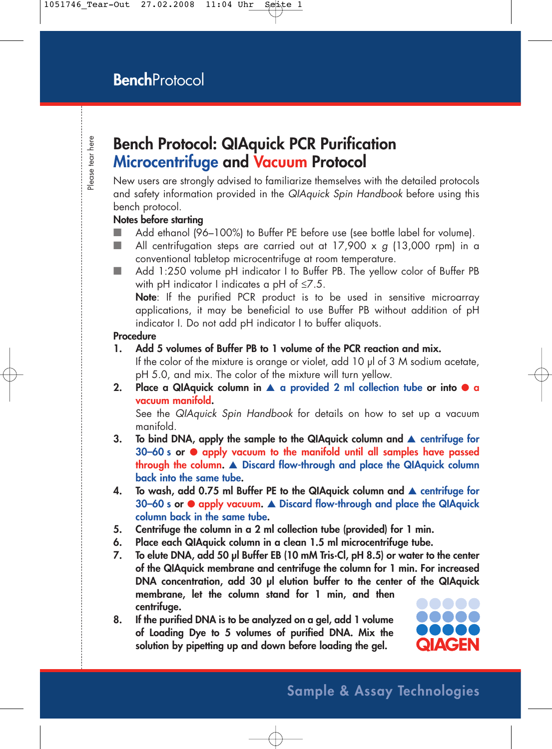# BenchProtocol

## Bench Protocol: QIAquick PCR Purification Microcentrifuge and Vacuum Protocol

New users are strongly advised to familiarize themselves with the detailed protocols and safety information provided in the *QIAquick Spin Handbook* before using this bench protocol.

**Notes before starting**

- Add ethanol (96–100%) to Buffer PE before use (see bottle label for volume).
- All centrifugation steps are carried out at 17,900 x *g* (13,000 rpm) in a conventional tabletop microcentrifuge at room temperature.
- Add 1:250 volume pH indicator I to Buffer PB. The yellow color of Buffer PB with pH indicator I indicates a pH of ≤7.5.

  **Note**: If the purified PCR product is to be used in sensitive microarray applications, it may be beneficial to use Buffer PB without addition of pH indicator I. Do not add pH indicator I to buffer aliquots.

**Procedure**

1. **Add 5 volumes of Buffer PB to 1 volume of the PCR reaction and mix.**
   If the color of the mixture is orange or violet, add 10 µl of 3 M sodium acetate, pH 5.0, and mix. The color of the mixture will turn yellow.
2. **Place a QIAquick column in ▲ a provided 2 ml collection tube or into ● a vacuum manifold.**
   See the *QIAquick Spin Handbook* for details on how to set up a vacuum manifold.
3. **To bind DNA, apply the sample to the QIAquick column and ▲ centrifuge for 30–60 s or ● apply vacuum to the manifold until all samples have passed through the column. ▲ Discard flow-through and place the QIAquick column back into the same tube.**
4. **To wash, add 0.75 ml Buffer PE to the QIAquick column and ▲ centrifuge for 30–60 s or ● apply vacuum. ▲ Discard flow-through and place the QIAquick column back in the same tube.**
5. **Centrifuge the column in a 2 ml collection tube (provided) for 1 min.**
6. **Place each QIAquick column in a clean 1.5 ml microcentrifuge tube.**
7. **To elute DNA, add 50 µl Buffer EB (10 mM Tris·Cl, pH 8.5) or water to the center of the QIAquick membrane and centrifuge the column for 1 min. For increased DNA concentration, add 30 µl elution buffer to the center of the QIAquick membrane, let the column stand for 1 min, and then centrifuge.**
8. **If the purified DNA is to be analyzed on a gel, add 1 volume of Loading Dye to 5 volumes of purified DNA. Mix the solution by pipetting up and down before loading the gel.**

QIAGEN

Sample & Assay Technologies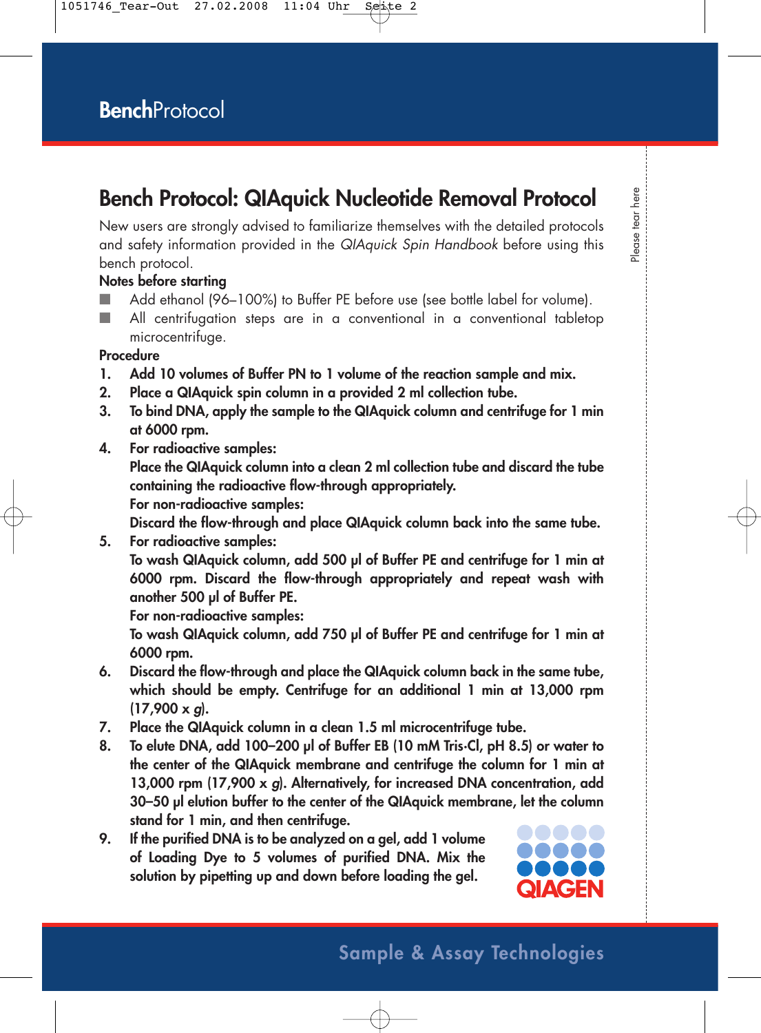# Bench Protocol: QIAquick Nucleotide Removal Protocol

New users are strongly advised to familiarize themselves with the detailed protocols and safety information provided in the *QIAquick Spin Handbook* before using this bench protocol.

**Notes before starting**

- Add ethanol (96–100%) to Buffer PE before use (see bottle label for volume).
- All centrifugation steps are in a conventional in a conventional tabletop microcentrifuge.

**Procedure**

1. **Add 10 volumes of Buffer PN to 1 volume of the reaction sample and mix.**
2. **Place a QIAquick spin column in a provided 2 ml collection tube.**
3. **To bind DNA, apply the sample to the QIAquick column and centrifuge for 1 min at 6000 rpm.**
4. **For radioactive samples:**
   **Place the QIAquick column into a clean 2 ml collection tube and discard the tube containing the radioactive flow-through appropriately.**
   **For non-radioactive samples:**
   **Discard the flow-through and place QIAquick column back into the same tube.**
5. **For radioactive samples:**
   **To wash QIAquick column, add 500 µl of Buffer PE and centrifuge for 1 min at 6000 rpm. Discard the flow-through appropriately and repeat wash with another 500 µl of Buffer PE.**
   **For non-radioactive samples:**
   **To wash QIAquick column, add 750 µl of Buffer PE and centrifuge for 1 min at 6000 rpm.**
6. **Discard the flow-through and place the QIAquick column back in the same tube, which should be empty. Centrifuge for an additional 1 min at 13,000 rpm (17,900 x *g*).**
7. **Place the QIAquick column in a clean 1.5 ml microcentrifuge tube.**
8. **To elute DNA, add 100–200 µl of Buffer EB (10 mM Tris·Cl, pH 8.5) or water to the center of the QIAquick membrane and centrifuge the column for 1 min at 13,000 rpm (17,900 x *g*). Alternatively, for increased DNA concentration, add 30–50 µl elution buffer to the center of the QIAquick membrane, let the column stand for 1 min, and then centrifuge.**
9. **If the purified DNA is to be analyzed on a gel, add 1 volume of Loading Dye to 5 volumes of purified DNA. Mix the solution by pipetting up and down before loading the gel.**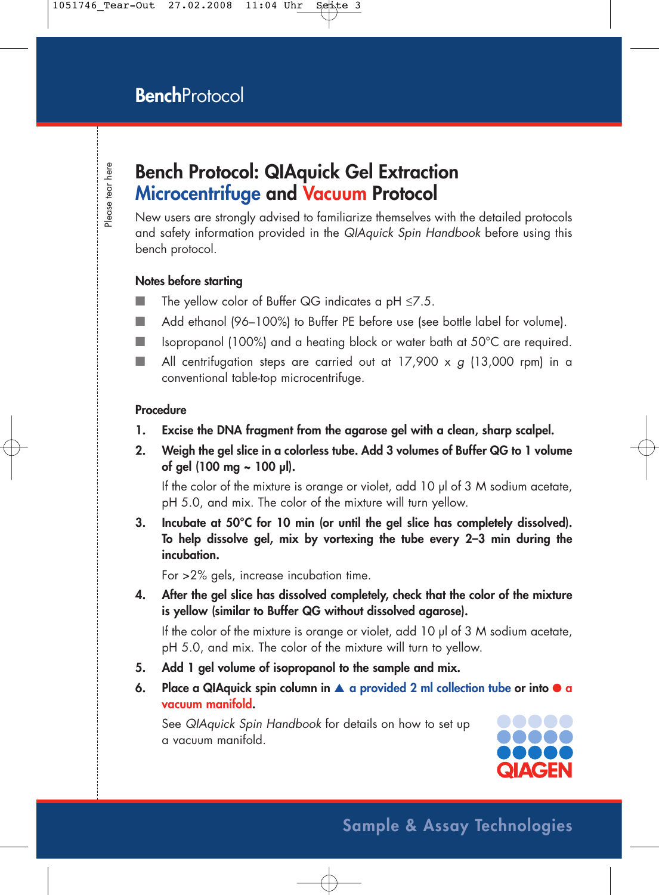BenchProtocol

# Bench Protocol: QIAquick Gel Extraction Microcentrifuge and Vacuum Protocol

New users are strongly advised to familiarize themselves with the detailed protocols and safety information provided in the *QIAquick Spin Handbook* before using this bench protocol.

### Notes before starting

- The yellow color of Buffer QG indicates a pH ≤7.5.
- Add ethanol (96–100%) to Buffer PE before use (see bottle label for volume).
- Isopropanol (100%) and a heating block or water bath at 50°C are required.
- All centrifugation steps are carried out at 17,900 x *g* (13,000 rpm) in a conventional table-top microcentrifuge.

### Procedure

1. **Excise the DNA fragment from the agarose gel with a clean, sharp scalpel.**
2. **Weigh the gel slice in a colorless tube. Add 3 volumes of Buffer QG to 1 volume of gel (100 mg ~ 100 µl).**

   If the color of the mixture is orange or violet, add 10 µl of 3 M sodium acetate, pH 5.0, and mix. The color of the mixture will turn yellow.
3. **Incubate at 50°C for 10 min (or until the gel slice has completely dissolved). To help dissolve gel, mix by vortexing the tube every 2–3 min during the incubation.**

   For >2% gels, increase incubation time.
4. **After the gel slice has dissolved completely, check that the color of the mixture is yellow (similar to Buffer QG without dissolved agarose).**

   If the color of the mixture is orange or violet, add 10 µl of 3 M sodium acetate, pH 5.0, and mix. The color of the mixture will turn to yellow.
5. **Add 1 gel volume of isopropanol to the sample and mix.**
6. **Place a QIAquick spin column in ▲ a provided 2 ml collection tube or into ● a vacuum manifold.**

   See *QIAquick Spin Handbook* for details on how to set up a vacuum manifold.

QIAGEN

Sample & Assay Technologies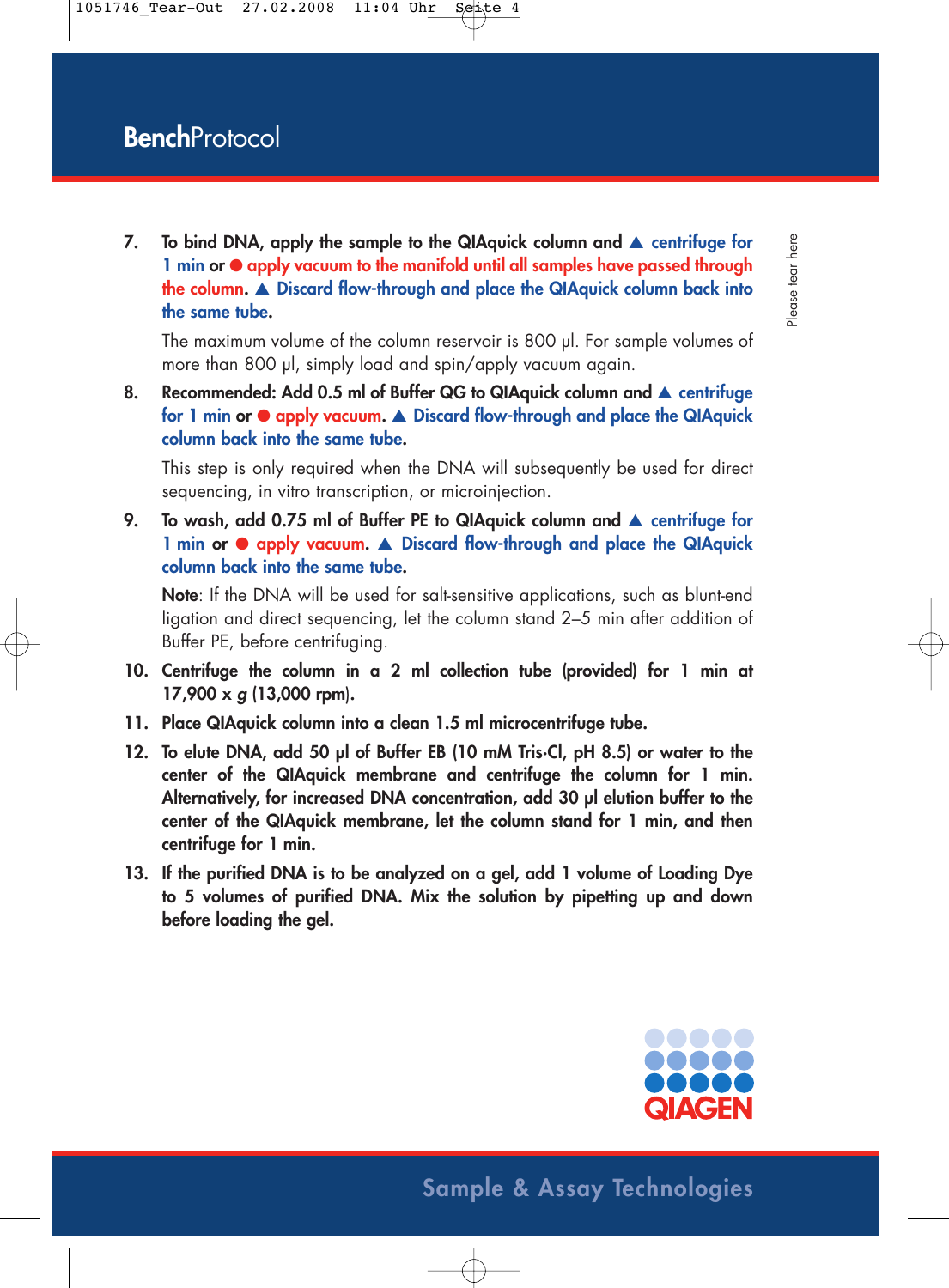# BenchProtocol

7. **To bind DNA, apply the sample to the QIAquick column and ▲ centrifuge for 1 min or ● apply vacuum to the manifold until all samples have passed through the column. ▲ Discard flow-through and place the QIAquick column back into the same tube.**

   The maximum volume of the column reservoir is 800 µl. For sample volumes of more than 800 µl, simply load and spin/apply vacuum again.

8. **Recommended: Add 0.5 ml of Buffer QG to QIAquick column and ▲ centrifuge for 1 min or ● apply vacuum. ▲ Discard flow-through and place the QIAquick column back into the same tube.**

   This step is only required when the DNA will subsequently be used for direct sequencing, in vitro transcription, or microinjection.

9. **To wash, add 0.75 ml of Buffer PE to QIAquick column and ▲ centrifuge for 1 min or ● apply vacuum. ▲ Discard flow-through and place the QIAquick column back into the same tube.**

   **Note**: If the DNA will be used for salt-sensitive applications, such as blunt-end ligation and direct sequencing, let the column stand 2–5 min after addition of Buffer PE, before centrifuging.

10. **Centrifuge the column in a 2 ml collection tube (provided) for 1 min at 17,900 x *g* (13,000 rpm).**

11. **Place QIAquick column into a clean 1.5 ml microcentrifuge tube.**

12. **To elute DNA, add 50 µl of Buffer EB (10 mM Tris·Cl, pH 8.5) or water to the center of the QIAquick membrane and centrifuge the column for 1 min. Alternatively, for increased DNA concentration, add 30 µl elution buffer to the center of the QIAquick membrane, let the column stand for 1 min, and then centrifuge for 1 min.**

13. **If the purified DNA is to be analyzed on a gel, add 1 volume of Loading Dye to 5 volumes of purified DNA. Mix the solution by pipetting up and down before loading the gel.**

Please tear here

QIAGEN

Sample & Assay Technologies